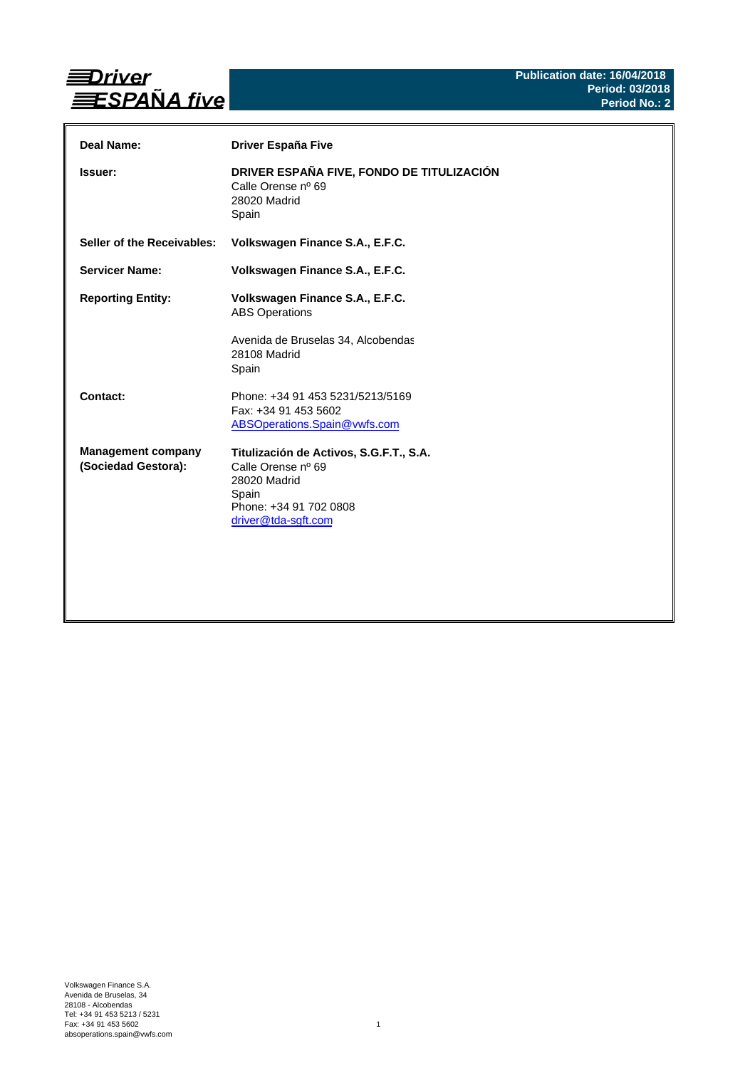**Driver ESPAÑA five**

**Publication date: 16/04/2018**
**Period: 03/2018**
**Period No.: 2**

| | |
|---|---|
| **Deal Name:** | **Driver España Five** |
| **Issuer:** | **DRIVER ESPAÑA FIVE, FONDO DE TITULIZACIÓN**<br>Calle Orense nº 69<br>28020 Madrid<br>Spain |
| **Seller of the Receivables:** | **Volkswagen Finance S.A., E.F.C.** |
| **Servicer Name:** | **Volkswagen Finance S.A., E.F.C.** |
| **Reporting Entity:** | **Volkswagen Finance S.A., E.F.C.**<br>ABS Operations<br><br>Avenida de Bruselas 34, Alcobendas<br>28108 Madrid<br>Spain |
| **Contact:** | Phone: +34 91 453 5231/5213/5169<br>Fax: +34 91 453 5602<br>ABSOperations.Spain@vwfs.com |
| **Management company (Sociedad Gestora):** | **Titulización de Activos, S.G.F.T., S.A.**<br>Calle Orense nº 69<br>28020 Madrid<br>Spain<br>Phone: +34 91 702 0808<br>driver@tda-sgft.com |

Volkswagen Finance S.A.
Avenida de Bruselas, 34
28108 - Alcobendas
Tel: +34 91 453 5213 / 5231
Fax: +34 91 453 5602
absoperations.spain@vwfs.com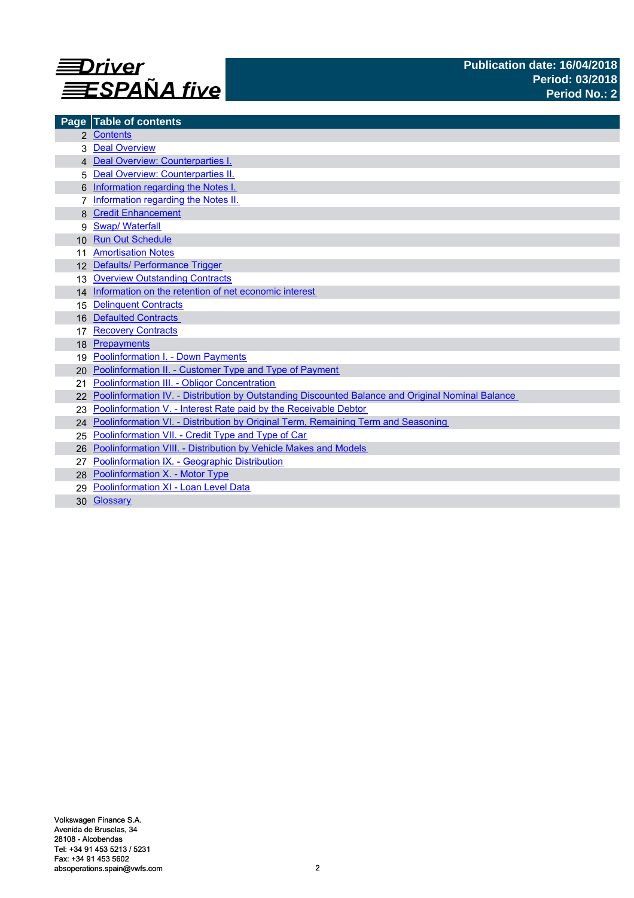**Driver ESPAÑA five**

**Publication date: 16/04/2018**
**Period: 03/2018**
**Period No.: 2**

| Page | Table of contents |
|---|---|
| 2 | Contents |
| 3 | Deal Overview |
| 4 | Deal Overview: Counterparties I. |
| 5 | Deal Overview: Counterparties II. |
| 6 | Information regarding the Notes I. |
| 7 | Information regarding the Notes II. |
| 8 | Credit Enhancement |
| 9 | Swap/ Waterfall |
| 10 | Run Out Schedule |
| 11 | Amortisation Notes |
| 12 | Defaults/ Performance Trigger |
| 13 | Overview Outstanding Contracts |
| 14 | Information on the retention of net economic interest |
| 15 | Delinquent Contracts |
| 16 | Defaulted Contracts |
| 17 | Recovery Contracts |
| 18 | Prepayments |
| 19 | Poolinformation I. - Down Payments |
| 20 | Poolinformation II. - Customer Type and Type of Payment |
| 21 | Poolinformation III. - Obligor Concentration |
| 22 | Poolinformation IV. - Distribution by Outstanding Discounted Balance and Original Nominal Balance |
| 23 | Poolinformation V. - Interest Rate paid by the Receivable Debtor |
| 24 | Poolinformation VI. - Distribution by Original Term, Remaining Term and Seasoning |
| 25 | Poolinformation VII. - Credit Type and Type of Car |
| 26 | Poolinformation VIII. - Distribution by Vehicle Makes and Models |
| 27 | Poolinformation IX. - Geographic Distribution |
| 28 | Poolinformation X. - Motor Type |
| 29 | Poolinformation XI - Loan Level Data |
| 30 | Glossary |

Volkswagen Finance S.A.
Avenida de Bruselas, 34
28108 - Alcobendas
Tel: +34 91 453 5213 / 5231
Fax: +34 91 453 5602
absoperations.spain@vwfs.com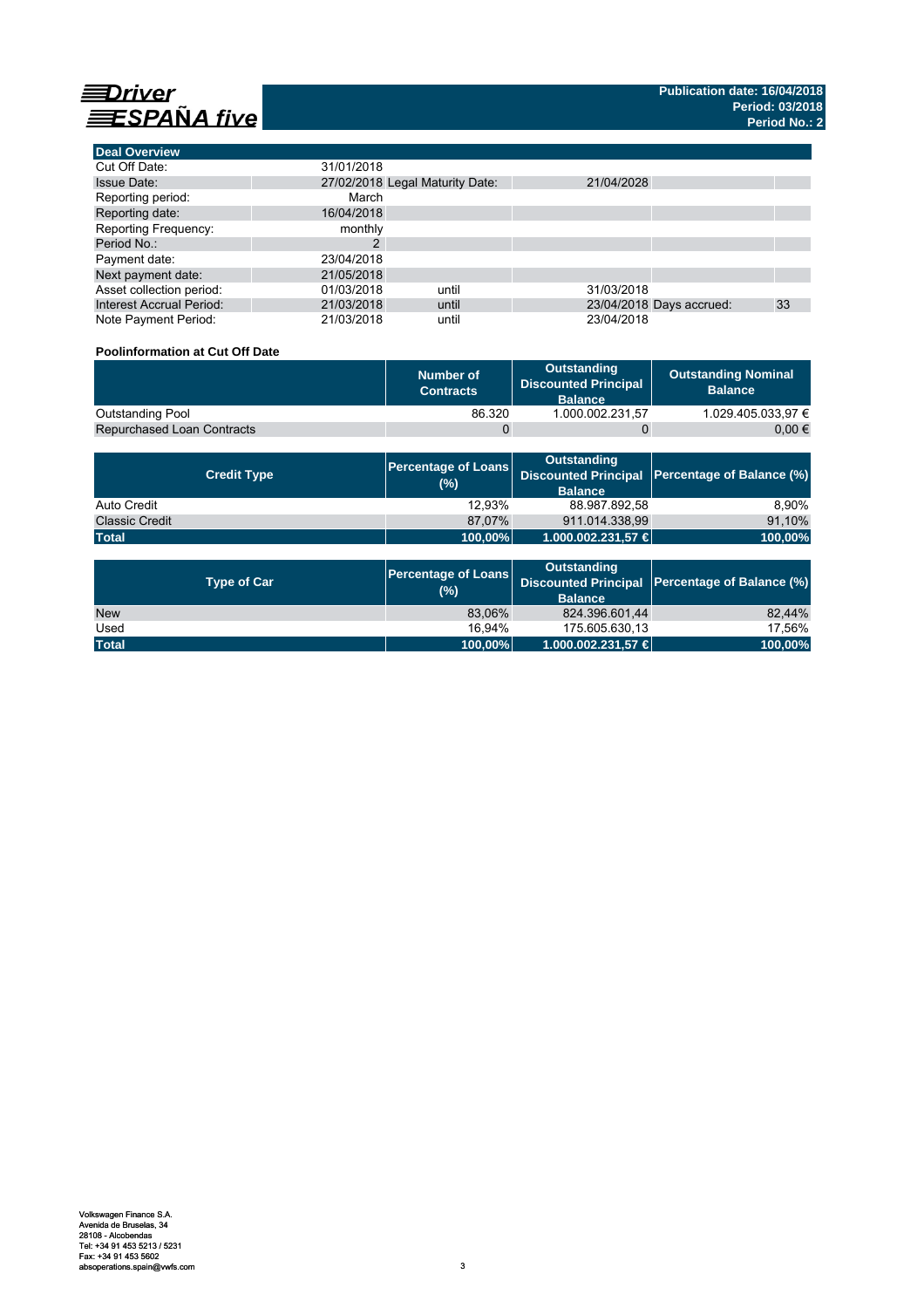# Driver ESPAÑA five

**Publication date: 16/04/2018**
**Period: 03/2018**
**Period No.: 2**

| Deal Overview | | | | | |
|---|---|---|---|---|---|
| Cut Off Date: | 31/01/2018 | | | | |
| Issue Date: | 27/02/2018 | Legal Maturity Date: | 21/04/2028 | | |
| Reporting period: | March | | | | |
| Reporting date: | 16/04/2018 | | | | |
| Reporting Frequency: | monthly | | | | |
| Period No.: | 2 | | | | |
| Payment date: | 23/04/2018 | | | | |
| Next payment date: | 21/05/2018 | | | | |
| Asset collection period: | 01/03/2018 | until | 31/03/2018 | | |
| Interest Accrual Period: | 21/03/2018 | until | 23/04/2018 | Days accrued: | 33 |
| Note Payment Period: | 21/03/2018 | until | 23/04/2018 | | |

**Poolinformation at Cut Off Date**

| | Number of Contracts | Outstanding Discounted Principal Balance | Outstanding Nominal Balance |
|---|---|---|---|
| Outstanding Pool | 86.320 | 1.000.002.231,57 | 1.029.405.033,97 € |
| Repurchased Loan Contracts | 0 | 0 | 0,00 € |

| Credit Type | Percentage of Loans (%) | Outstanding Discounted Principal Balance | Percentage of Balance (%) |
|---|---|---|---|
| Auto Credit | 12,93% | 88.987.892,58 | 8,90% |
| Classic Credit | 87,07% | 911.014.338,99 | 91,10% |
| **Total** | **100,00%** | **1.000.002.231,57 €** | **100,00%** |

| Type of Car | Percentage of Loans (%) | Outstanding Discounted Principal Balance | Percentage of Balance (%) |
|---|---|---|---|
| New | 83,06% | 824.396.601,44 | 82,44% |
| Used | 16,94% | 175.605.630,13 | 17,56% |
| **Total** | **100,00%** | **1.000.002.231,57 €** | **100,00%** |

Volkswagen Finance S.A.
Avenida de Bruselas, 34
28108 - Alcobendas
Tel: +34 91 453 5213 / 5231
Fax: +34 91 453 5602
absoperations.spain@vwfs.com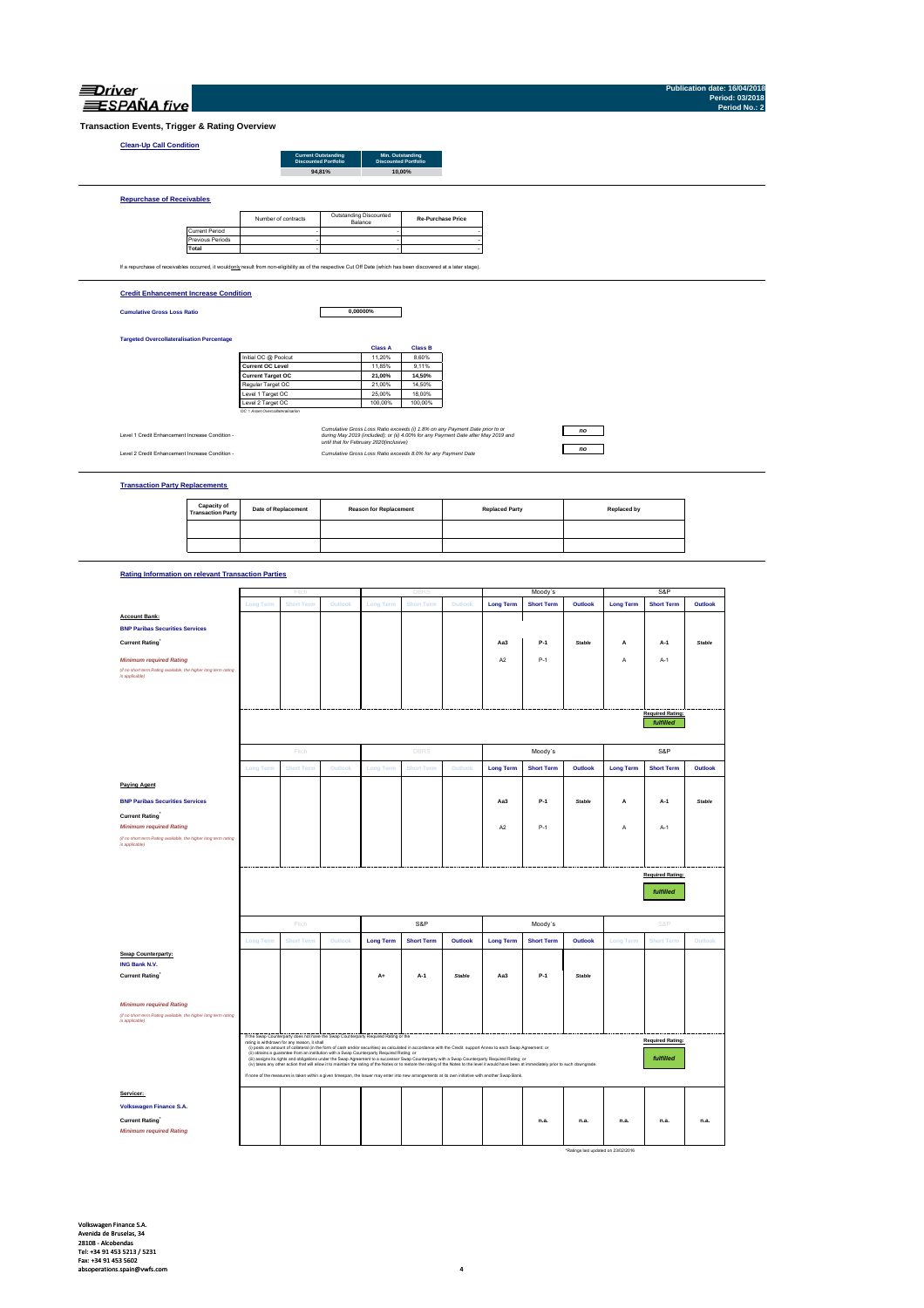Driver ESPAÑA five

Publication date: 16/04/2018
Period: 03/2018
Period No.: 2

## Transaction Events, Trigger & Rating Overview

### Clean-Up Call Condition

| Current Outstanding Discounted Portfolio | Min. Outstanding Discounted Portfolio |
|---|---|
| 94,81% | 10,00% |

### Repurchase of Receivables

| | Number of contracts | Outstanding Discounted Balance | Re-Purchase Price |
|---|---|---|---|
| Current Period | - | - | - |
| Previous Periods | - | - | - |
| **Total** | - | - | - |

If a repurchase of receivables occurred, it would only result from non-eligibility as of the respective Cut Off Date (which has been discovered at a later stage).

### Credit Enhancement Increase Condition

**Cumulative Gross Loss Ratio** 0,00000%

**Targeted Overcollateralisation Percentage**

| | Class A | Class B |
|---|---|---|
| Initial OC @ Poolcut | 11,20% | 8,60% |
| **Current OC Level** | 11,85% | 9,11% |
| **Current Target OC** | 21,00% | 14,50% |
| Regular Target OC | 21,00% | 14,50% |
| Level 1 Target OC | 25,00% | 18,00% |
| Level 2 Target OC | 100,00% | 100,00% |

OC = Asset Overcollateralisation

Level 1 Credit Enhancement Increase Condition - *Cumulative Gross Loss Ratio exceeds (i) 1.8% on any Payment Date prior to or during May 2019 (included); or (ii) 4.00% for any Payment Date after May 2019 and until that for February 2020(inclusive)* — **no**

Level 2 Credit Enhancement Increase Condition - *Cumulative Gross Loss Ratio exceeds 8.0% for any Payment Date* — **no**

### Transaction Party Replacements

| Capacity of Transaction Party | Date of Replacement | Reason for Replacement | Replaced Party | Replaced by |
|---|---|---|---|---|
| | | | | |
| | | | | |

### Rating Information on relevant Transaction Parties

| | Fitch | | | DBRS | | | Moody´s | | | S&P | | |
|---|---|---|---|---|---|---|---|---|---|---|---|---|
| | Long Term | Short Term | Outlook | Long Term | Short Term | Outlook | Long Term | Short Term | Outlook | Long Term | Short Term | Outlook |
| **Account Bank:** | | | | | | | | | | | | |
| **BNP Paribas Securities Services** | | | | | | | | | | | | |
| **Current Rating**[*] | | | | | | | Aa3 | P-1 | Stable | A | A-1 | Stable |
| *Minimum required Rating* *(if no short term Rating available, the higher long term rating is applicable)* | | | | | | | A2 | P-1 | | A | A-1 | |
| | | | | | | | | | | | Required Rating: fulfilled | |

| | Fitch | | | DBRS | | | Moody´s | | | S&P | | |
|---|---|---|---|---|---|---|---|---|---|---|---|---|
| | Long Term | Short Term | Outlook | Long Term | Short Term | Outlook | Long Term | Short Term | Outlook | Long Term | Short Term | Outlook |
| **Paying Agent** | | | | | | | | | | | | |
| **BNP Paribas Securities Services** | | | | | | | Aa3 | P-1 | Stable | A | A-1 | Stable |
| **Current Rating**[*] | | | | | | | | | | | | |
| *Minimum required Rating* *(if no short term Rating available, the higher long term rating is applicable)* | | | | | | | A2 | P-1 | | A | A-1 | |
| | | | | | | | | | | | Required Rating: fulfilled | |

| | Fitch | | | S&P | | | Moody´s | | | S&P | | |
|---|---|---|---|---|---|---|---|---|---|---|---|---|
| | Long Term | Short Term | Outlook | Long Term | Short Term | Outlook | Long Term | Short Term | Outlook | Long Term | Short Term | Outlook |
| **Swap Counterparty:** | | | | | | | | | | | | |
| **ING Bank N.V.** | | | | | | | | | | | | |
| **Current Rating**[*] | | | | A+ | A-1 | Stable | Aa3 | P-1 | Stable | | | |
| *Minimum required Rating* *(if no short term Rating available, the higher long term rating is applicable)* | | | | | | | | | | | | |
| | | | | | | | | | | | Required Rating: fulfilled | |

If the Swap Counterparty does not have the Swap Counterparty Required Rating or the rating is withdrawn for any reason, it shall
(i) posts an amount of collateral (in the form of cash and/or securities) as calculated in accordance with the Credit support Annex to each Swap Agreement; or
(ii) obtains a guarantee from an institution with a Swap Counterparty Required Rating; or
(iii) assigns its rights and obligations under the Swap Agreement to a successor Swap Counterparty with a Swap Counterparty Required Rating; or
(iv) takes any other action that will allow it to maintain the rating of the Notes or to restore the rating of the Notes to the level it would have been at immediately prior to such downgrade.
If none of the measures is taken within a given timespan, the Issuer may enter into new arrangements at its own initiative with another Swap Bank.

| | Fitch | | | DBRS | | | Moody´s | | | S&P | | |
|---|---|---|---|---|---|---|---|---|---|---|---|---|
| **Servicer:** | | | | | | | | | | | | |
| **Volkswagen Finance S.A.** | | | | | | | | | | | | |
| **Current Rating**[*] | | | | | | | | n.a. | n.a. | n.a. | n.a. | n.a. |
| *Minimum required Rating* | | | | | | | | | | | | |

*Ratings last updated on 23/02/2016

Volkswagen Finance S.A.
Avenida de Bruselas, 34
28108 - Alcobendas
Tel: +34 91 453 5213 / 5231
Fax: +34 91 453 5602
absoperations.spain@vwfs.com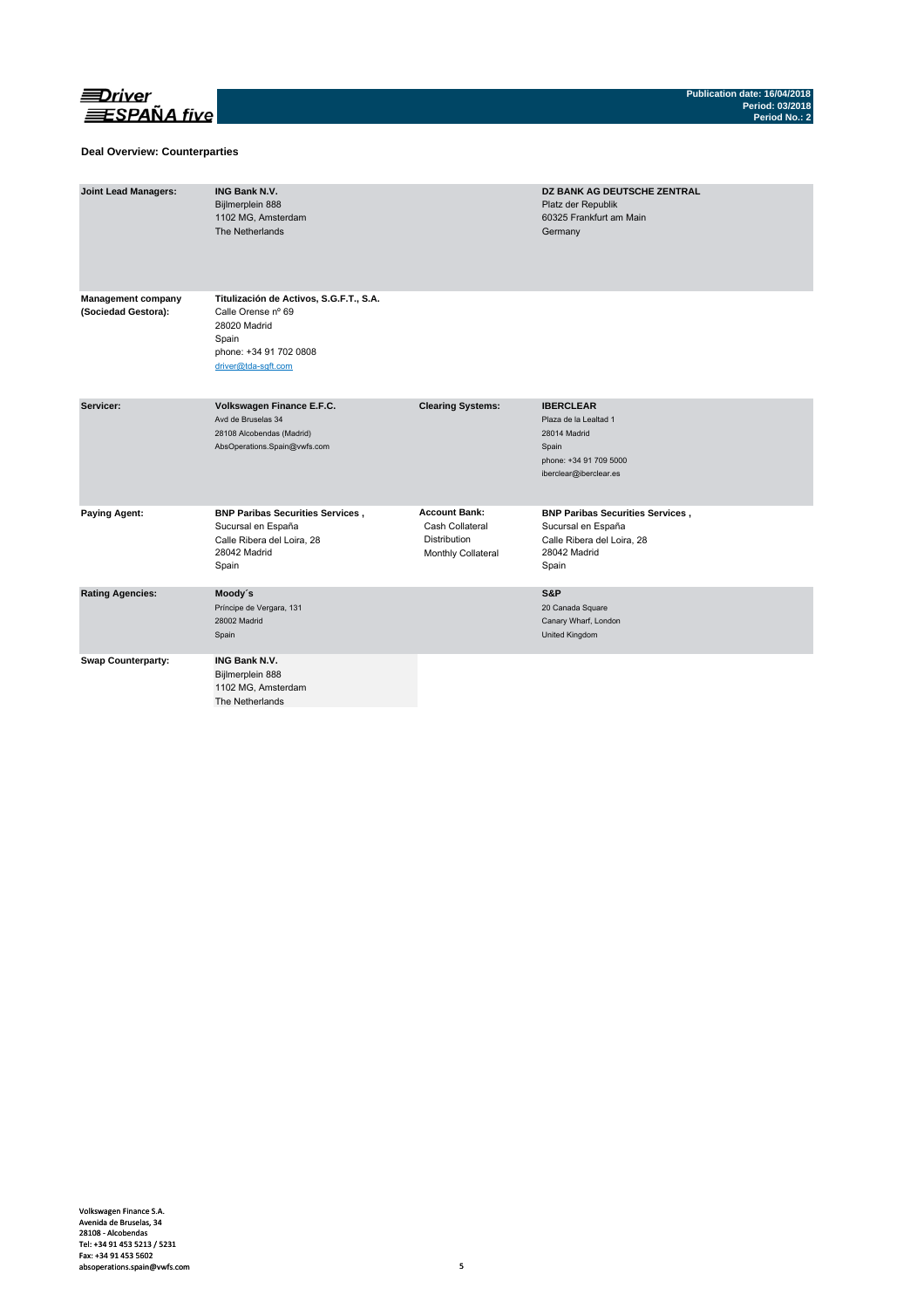## Deal Overview: Counterparties

| | | | |
|---|---|---|---|
| **Joint Lead Managers:** | **ING Bank N.V.**<br>Bijlmerplein 888<br>1102 MG, Amsterdam<br>The Netherlands | | **DZ BANK AG DEUTSCHE ZENTRAL**<br>Platz der Republik<br>60325 Frankfurt am Main<br>Germany |
| **Management company (Sociedad Gestora):** | **Titulización de Activos, S.G.F.T., S.A.**<br>Calle Orense nº 69<br>28020 Madrid<br>Spain<br>phone: +34 91 702 0808<br>driver@tda-sgft.com | | |
| **Servicer:** | **Volkswagen Finance E.F.C.**<br>Avd de Bruselas 34<br>28108 Alcobendas (Madrid)<br>AbsOperations.Spain@vwfs.com | **Clearing Systems:** | **IBERCLEAR**<br>Plaza de la Lealtad 1<br>28014 Madrid<br>Spain<br>phone: +34 91 709 5000<br>iberclear@iberclear.es |
| **Paying Agent:** | **BNP Paribas Securities Services ,**<br>Sucursal en España<br>Calle Ribera del Loira, 28<br>28042 Madrid<br>Spain | **Account Bank:**<br>Cash Collateral<br>Distribution<br>Monthly Collateral | **BNP Paribas Securities Services ,**<br>Sucursal en España<br>Calle Ribera del Loira, 28<br>28042 Madrid<br>Spain |
| **Rating Agencies:** | **Moody´s**<br>Príncipe de Vergara, 131<br>28002 Madrid<br>Spain | | **S&P**<br>20 Canada Square<br>Canary Wharf, London<br>United Kingdom |
| **Swap Counterparty:** | **ING Bank N.V.**<br>Bijlmerplein 888<br>1102 MG, Amsterdam<br>The Netherlands | | |

Volkswagen Finance S.A.
Avenida de Bruselas, 34
28108 - Alcobendas
Tel: +34 91 453 5213 / 5231
Fax: +34 91 453 5602
absoperations.spain@vwfs.com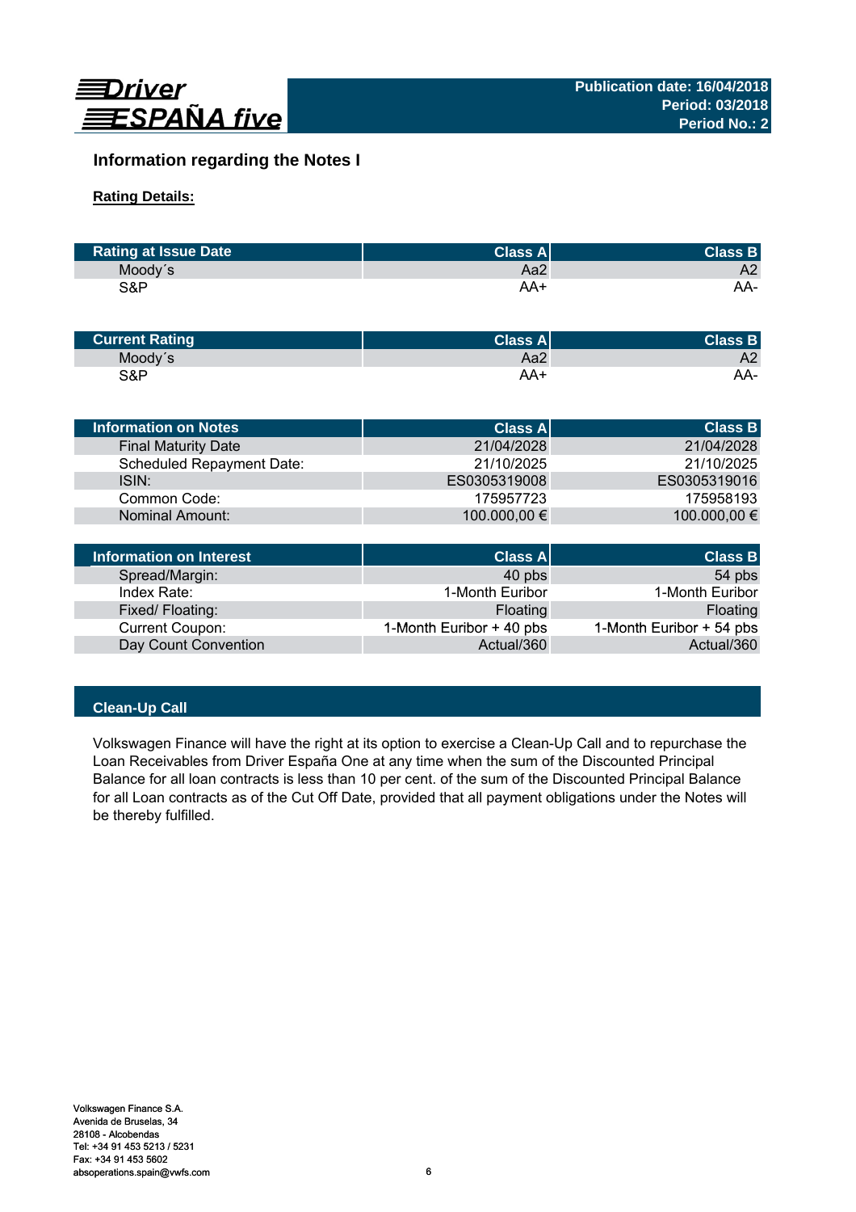## Information regarding the Notes I

**Rating Details:**

| Rating at Issue Date | Class A | Class B |
|---|---|---|
| Moody´s | Aa2 | A2 |
| S&P | AA+ | AA- |

| Current Rating | Class A | Class B |
|---|---|---|
| Moody´s | Aa2 | A2 |
| S&P | AA+ | AA- |

| Information on Notes | Class A | Class B |
|---|---|---|
| Final Maturity Date | 21/04/2028 | 21/04/2028 |
| Scheduled Repayment Date: | 21/10/2025 | 21/10/2025 |
| ISIN: | ES0305319008 | ES0305319016 |
| Common Code: | 175957723 | 175958193 |
| Nominal Amount: | 100.000,00 € | 100.000,00 € |

| Information on Interest | Class A | Class B |
|---|---|---|
| Spread/Margin: | 40 pbs | 54 pbs |
| Index Rate: | 1-Month Euribor | 1-Month Euribor |
| Fixed/ Floating: | Floating | Floating |
| Current Coupon: | 1-Month Euribor + 40 pbs | 1-Month Euribor + 54 pbs |
| Day Count Convention | Actual/360 | Actual/360 |

### Clean-Up Call

Volkswagen Finance will have the right at its option to exercise a Clean-Up Call and to repurchase the Loan Receivables from Driver España One at any time when the sum of the Discounted Principal Balance for all loan contracts is less than 10 per cent. of the sum of the Discounted Principal Balance for all Loan contracts as of the Cut Off Date, provided that all payment obligations under the Notes will be thereby fulfilled.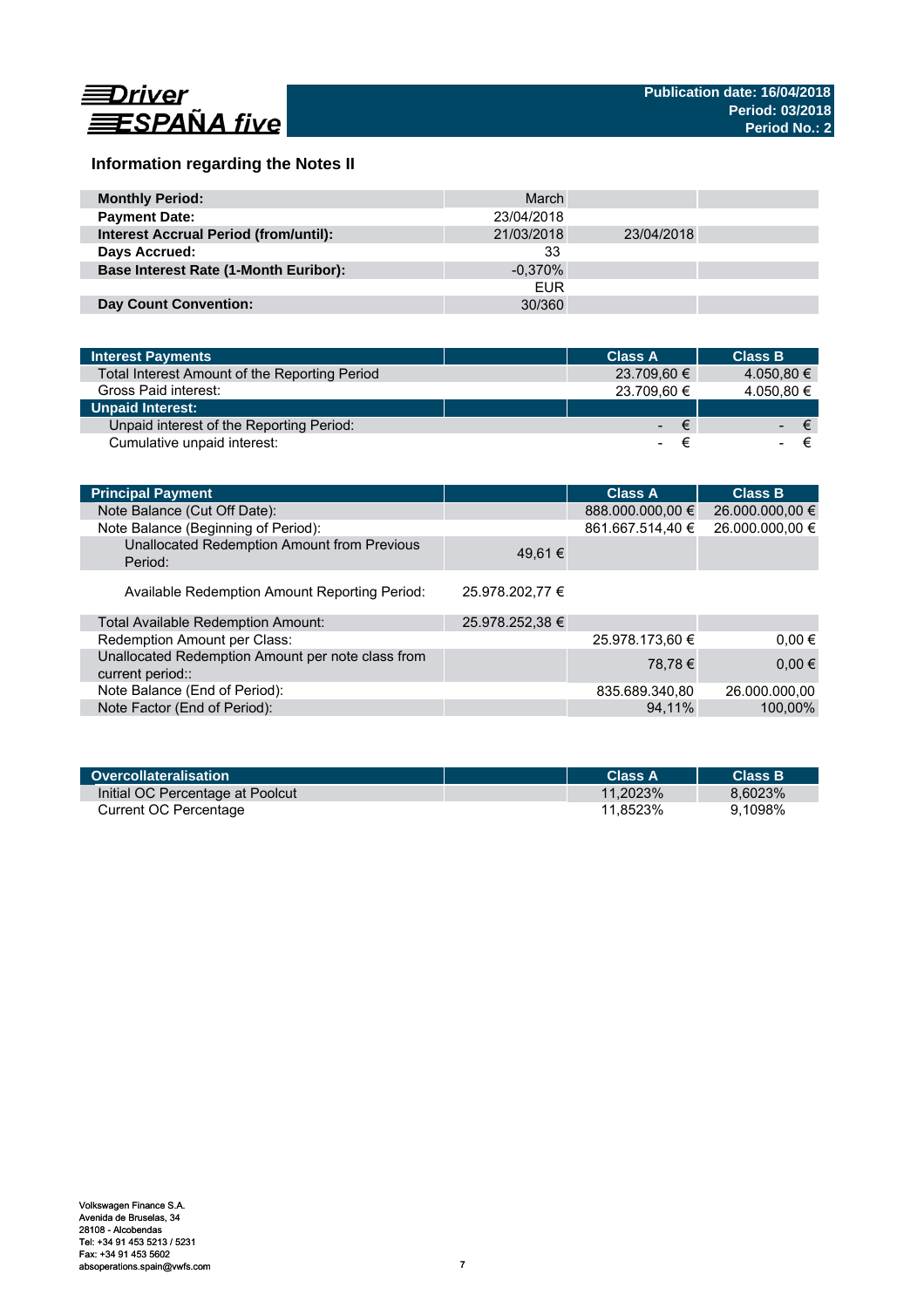Driver ESPAÑA five

**Publication date: 16/04/2018**
**Period: 03/2018**
**Period No.: 2**

## Information regarding the Notes II

| | | | |
|---|---|---|---|
| **Monthly Period:** | March | | |
| **Payment Date:** | 23/04/2018 | | |
| **Interest Accrual Period (from/until):** | 21/03/2018 | 23/04/2018 | |
| **Days Accrued:** | 33 | | |
| **Base Interest Rate (1-Month Euribor):** | -0,370% | | |
| | EUR | | |
| **Day Count Convention:** | 30/360 | | |

| Interest Payments | | Class A | Class B |
|---|---|---|---|
| Total Interest Amount of the Reporting Period | | 23.709,60 € | 4.050,80 € |
| Gross Paid interest: | | 23.709,60 € | 4.050,80 € |
| **Unpaid Interest:** | | | |
| Unpaid interest of the Reporting Period: | | - € | - € |
| Cumulative unpaid interest: | | - € | - € |

| Principal Payment | | Class A | Class B |
|---|---|---|---|
| Note Balance (Cut Off Date): | | 888.000.000,00 € | 26.000.000,00 € |
| Note Balance (Beginning of Period): | | 861.667.514,40 € | 26.000.000,00 € |
| Unallocated Redemption Amount from Previous Period: | 49,61 € | | |
| Available Redemption Amount Reporting Period: | 25.978.202,77 € | | |
| Total Available Redemption Amount: | 25.978.252,38 € | | |
| Redemption Amount per Class: | | 25.978.173,60 € | 0,00 € |
| Unallocated Redemption Amount per note class from current period:: | | 78,78 € | 0,00 € |
| Note Balance (End of Period): | | 835.689.340,80 | 26.000.000,00 |
| Note Factor (End of Period): | | 94,11% | 100,00% |

| Overcollateralisation | | Class A | Class B |
|---|---|---|---|
| Initial OC Percentage at Poolcut | | 11,2023% | 8,6023% |
| Current OC Percentage | | 11,8523% | 9,1098% |

Volkswagen Finance S.A.
Avenida de Bruselas, 34
28108 - Alcobendas
Tel: +34 91 453 5213 / 5231
Fax: +34 91 453 5602
absoperations.spain@vwfs.com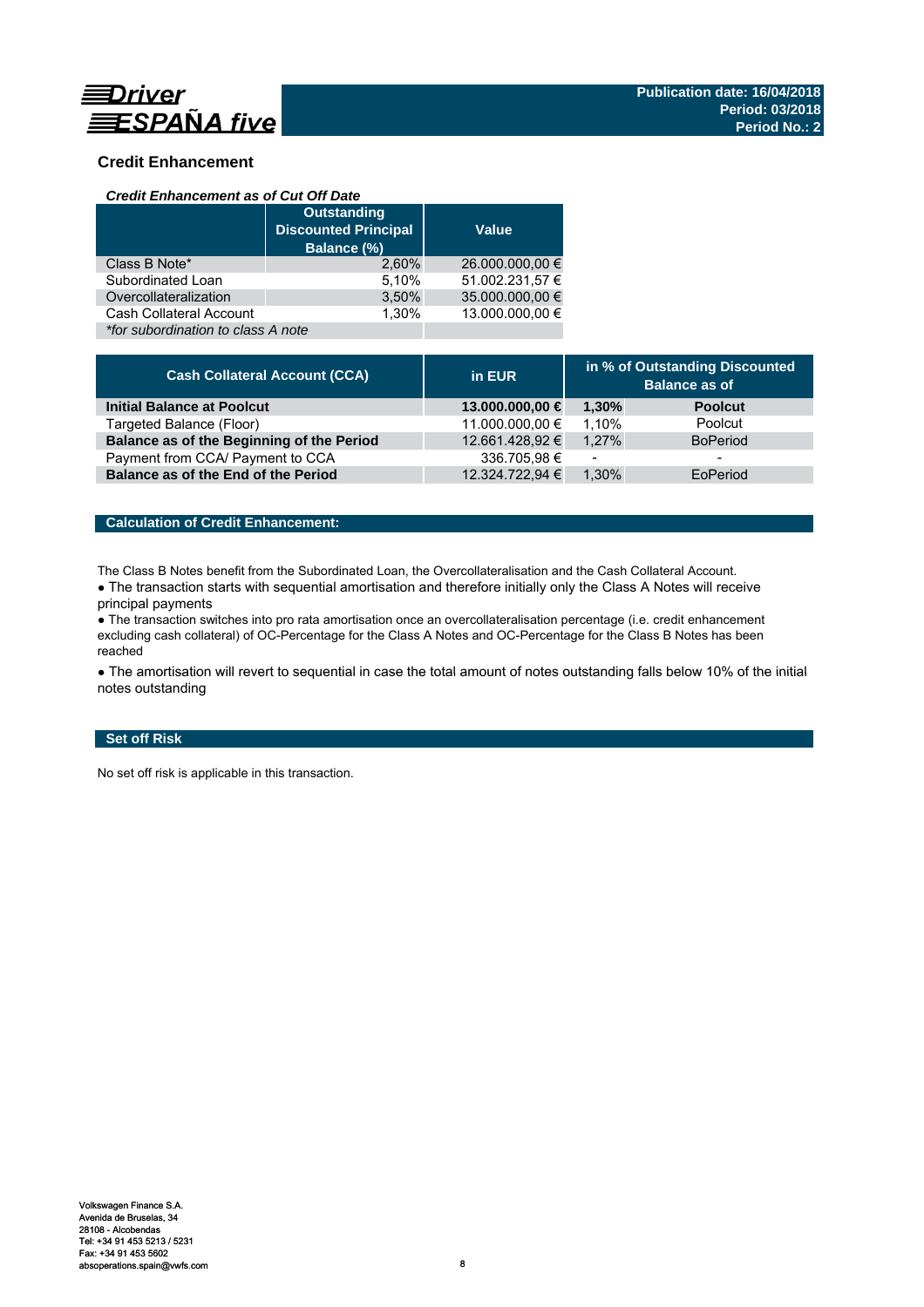## Credit Enhancement

### *Credit Enhancement as of Cut Off Date*

| | Outstanding Discounted Principal Balance (%) | Value |
|---|---|---|
| Class B Note* | 2,60% | 26.000.000,00 € |
| Subordinated Loan | 5,10% | 51.002.231,57 € |
| Overcollateralization | 3,50% | 35.000.000,00 € |
| Cash Collateral Account | 1,30% | 13.000.000,00 € |
| *\*for subordination to class A note* | | |

| Cash Collateral Account (CCA) | in EUR | in % of Outstanding Discounted Balance as of | |
|---|---|---|---|
| **Initial Balance at Poolcut** | **13.000.000,00 €** | **1,30%** | **Poolcut** |
| Targeted Balance (Floor) | 11.000.000,00 € | 1,10% | Poolcut |
| **Balance as of the Beginning of the Period** | 12.661.428,92 € | 1,27% | BoPeriod |
| Payment from CCA/ Payment to CCA | 336.705,98 € | - | - |
| **Balance as of the End of the Period** | 12.324.722,94 € | 1,30% | EoPeriod |

### Calculation of Credit Enhancement:

The Class B Notes benefit from the Subordinated Loan, the Overcollateralisation and the Cash Collateral Account.

- The transaction starts with sequential amortisation and therefore initially only the Class A Notes will receive principal payments
- The transaction switches into pro rata amortisation once an overcollateralisation percentage (i.e. credit enhancement excluding cash collateral) of OC-Percentage for the Class A Notes and OC-Percentage for the Class B Notes has been reached
- The amortisation will revert to sequential in case the total amount of notes outstanding falls below 10% of the initial notes outstanding

### Set off Risk

No set off risk is applicable in this transaction.

Volkswagen Finance S.A.
Avenida de Bruselas, 34
28108 - Alcobendas
Tel: +34 91 453 5213 / 5231
Fax: +34 91 453 5602
absoperations.spain@vwfs.com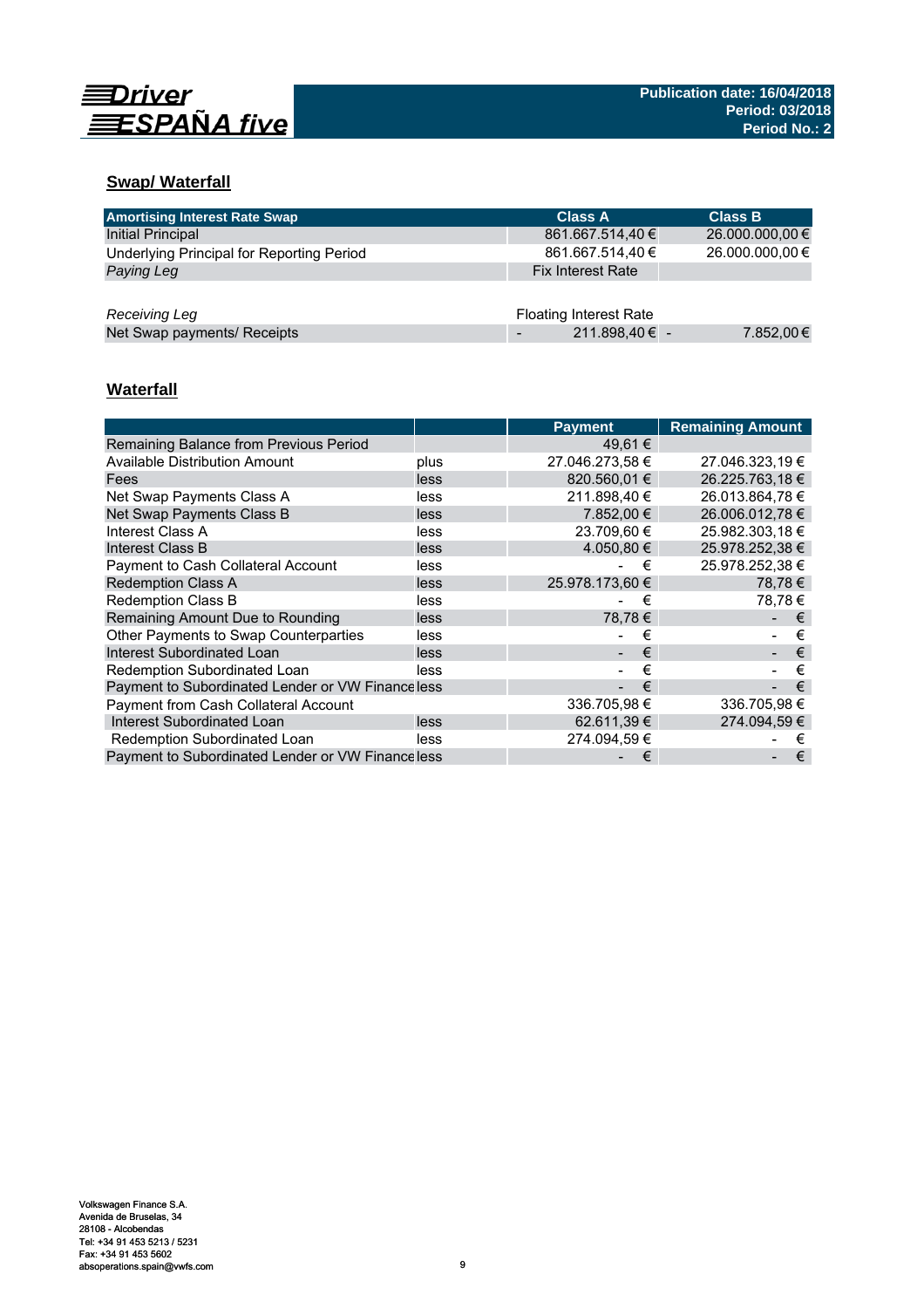# Driver ESPAÑA five

**Publication date: 16/04/2018**
**Period: 03/2018**
**Period No.: 2**

## Swap/ Waterfall

| Amortising Interest Rate Swap | Class A | Class B |
|---|---|---|
| Initial Principal | 861.667.514,40 € | 26.000.000,00 € |
| Underlying Principal for Reporting Period | 861.667.514,40 € | 26.000.000,00 € |
| *Paying Leg* | Fix Interest Rate | |
| | | |
| *Receiving Leg* | Floating Interest Rate | |
| Net Swap payments/ Receipts | - 211.898,40 € | - 7.852,00 € |

## Waterfall

| | | Payment | Remaining Amount |
|---|---|---|---|
| Remaining Balance from Previous Period | | 49,61 € | |
| Available Distribution Amount | plus | 27.046.273,58 € | 27.046.323,19 € |
| Fees | less | 820.560,01 € | 26.225.763,18 € |
| Net Swap Payments Class A | less | 211.898,40 € | 26.013.864,78 € |
| Net Swap Payments Class B | less | 7.852,00 € | 26.006.012,78 € |
| Interest Class A | less | 23.709,60 € | 25.982.303,18 € |
| Interest Class B | less | 4.050,80 € | 25.978.252,38 € |
| Payment to Cash Collateral Account | less | - € | 25.978.252,38 € |
| Redemption Class A | less | 25.978.173,60 € | 78,78 € |
| Redemption Class B | less | - € | 78,78 € |
| Remaining Amount Due to Rounding | less | 78,78 € | - € |
| Other Payments to Swap Counterparties | less | - € | - € |
| Interest Subordinated Loan | less | - € | - € |
| Redemption Subordinated Loan | less | - € | - € |
| Payment to Subordinated Lender or VW Finance | less | - € | - € |
| Payment from Cash Collateral Account | | 336.705,98 € | 336.705,98 € |
| Interest Subordinated Loan | less | 62.611,39 € | 274.094,59 € |
| Redemption Subordinated Loan | less | 274.094,59 € | - € |
| Payment to Subordinated Lender or VW Finance | less | - € | - € |

Volkswagen Finance S.A.
Avenida de Bruselas, 34
28108 - Alcobendas
Tel: +34 91 453 5213 / 5231
Fax: +34 91 453 5602
absoperations.spain@vwfs.com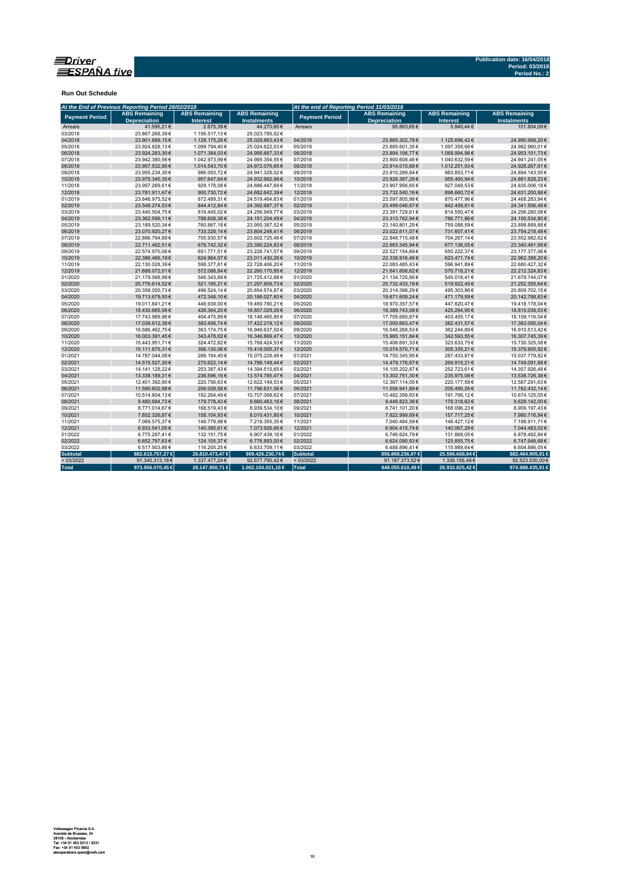Publication date: 16/04/2018
Period: 03/2018
Period No.: 2

**Run Out Schedule**

| At the End of Previous Reporting Period 28/02/2018 | | | | At the end of Reporting Period 31/03/2018 | | | |
|---|---|---|---|---|---|---|---|
| Payment Period | ABS Remaining Depreciation | ABS Remaining Interest | ABS Remaining Instalments | Payment Period | ABS Remaining Depreciation | ABS Remaining Interest | ABS Remaining Instalments |
| Arrears | 41.595,21 € | 2.675,39 € | 44.270,60 € | Arrears | 95.863,65 € | 5.940,44 € | 101.804,09 € |
| 03/2018 | 23.867.268,39 € | 1.156.517,13 € | 25.023.785,52 € | | | | |
| 04/2018 | 23.901.688,15 € | 1.128.175,28 € | 25.029.863,43 € | 04/2018 | 23.865.302,78 € | 1.125.696,42 € | 24.990.999,20 € |
| 05/2018 | 23.924.828,13 € | 1.099.794,40 € | 25.024.622,53 € | 05/2018 | 23.885.601,35 € | 1.097.358,66 € | 24.982.960,01 € |
| 06/2018 | 23.924.283,30 € | 1.071.384,03 € | 24.995.667,33 € | 06/2018 | 23.884.106,77 € | 1.068.994,96 € | 24.953.101,73 € |
| 07/2018 | 23.942.380,56 € | 1.042.973,99 € | 24.985.354,55 € | 07/2018 | 23.900.608,46 € | 1.040.632,59 € | 24.941.241,05 € |
| 08/2018 | 23.957.532,95 € | 1.014.543,70 € | 24.972.076,65 € | 08/2018 | 23.914.015,68 € | 1.012.251,93 € | 24.926.267,61 € |
| 09/2018 | 23.955.234,30 € | 986.093,72 € | 24.941.328,02 € | 09/2018 | 23.910.289,84 € | 983.853,71 € | 24.894.143,55 € |
| 10/2018 | 23.975.345,35 € | 957.647,64 € | 24.932.992,99 € | 10/2018 | 23.926.367,29 € | 955.460,94 € | 24.881.828,23 € |
| 11/2018 | 23.957.269,61 € | 929.178,08 € | 24.886.447,69 € | 11/2018 | 23.907.956,65 € | 927.049,53 € | 24.835.006,18 € |
| 12/2018 | 23.781.911,67 € | 900.730,72 € | 24.682.642,39 € | 12/2018 | 23.732.540,16 € | 898.660,72 € | 24.631.200,88 € |
| 01/2019 | 23.646.975,52 € | 872.489,31 € | 24.519.464,83 € | 01/2019 | 23.597.805,98 € | 870.477,96 € | 24.468.283,94 € |
| 02/2019 | 23.548.274,53 € | 844.412,84 € | 24.392.687,37 € | 02/2019 | 23.499.046,67 € | 842.459,81 € | 24.341.506,48 € |
| 03/2019 | 23.440.504,75 € | 816.445,02 € | 24.256.949,77 € | 03/2019 | 23.391.729,61 € | 814.550,47 € | 24.206.280,08 € |
| 04/2019 | 23.362.596,11 € | 788.608,38 € | 24.151.204,49 € | 04/2019 | 23.313.762,94 € | 786.771,86 € | 24.100.534,80 € |
| 05/2019 | 23.189.520,34 € | 760.867,18 € | 23.950.387,52 € | 05/2019 | 23.140.801,29 € | 759.088,59 € | 23.899.889,88 € |
| 06/2019 | 23.070.920,27 € | 733.328,14 € | 23.804.248,41 € | 06/2019 | 23.022.611,07 € | 731.607,41 € | 23.754.218,48 € |
| 07/2019 | 22.896.794,89 € | 705.930,57 € | 23.602.725,46 € | 07/2019 | 22.848.715,48 € | 704.267,14 € | 23.552.982,62 € |
| 08/2019 | 22.711.482,51 € | 678.742,32 € | 23.390.224,83 € | 08/2019 | 22.663.345,94 € | 677.136,05 € | 23.340.481,99 € |
| 09/2019 | 22.574.970,06 € | 651.771,51 € | 23.226.741,57 € | 09/2019 | 22.527.154,69 € | 650.222,37 € | 23.177.377,06 € |
| 10/2019 | 22.386.466,19 € | 624.964,07 € | 23.011.430,26 € | 10/2019 | 22.338.916,46 € | 623.471,74 € | 22.962.388,20 € |
| 11/2019 | 22.130.028,39 € | 598.377,81 € | 22.728.406,20 € | 11/2019 | 22.083.485,43 € | 596.941,89 € | 22.680.427,32 € |
| 12/2019 | 21.688.072,01 € | 572.098,84 € | 22.260.170,85 € | 12/2019 | 21.641.606,62 € | 570.718,21 € | 22.212.324,83 € |
| 01/2020 | 21.179.068,99 € | 546.343,89 € | 21.725.412,88 € | 01/2020 | 21.134.725,66 € | 545.018,41 € | 21.679.744,07 € |
| 02/2020 | 20.776.614,52 € | 521.195,21 € | 21.297.809,73 € | 02/2020 | 20.732.433,19 € | 519.922,45 € | 21.252.355,64 € |
| 03/2020 | 20.358.050,73 € | 496.524,14 € | 20.854.574,87 € | 03/2020 | 20.314.398,29 € | 495.303,86 € | 20.809.702,15 € |
| 04/2020 | 19.713.679,50 € | 472.348,10 € | 20.186.027,60 € | 04/2020 | 19.671.609,24 € | 471.179,59 € | 20.142.788,83 € |
| 05/2020 | 19.011.841,21 € | 448.939,00 € | 19.460.780,21 € | 05/2020 | 18.970.357,57 € | 447.820,47 € | 19.418.178,04 € |
| 06/2020 | 18.430.665,06 € | 426.364,20 € | 18.857.029,26 € | 06/2020 | 18.389.743,08 € | 425.294,95 € | 18.815.038,03 € |
| 07/2020 | 17.743.989,96 € | 404.475,89 € | 18.148.465,85 € | 07/2020 | 17.705.660,87 € | 403.455,17 € | 18.109.116,04 € |
| 08/2020 | 17.038.812,38 € | 383.406,74 € | 17.422.219,12 € | 08/2020 | 17.000.663,47 € | 382.431,57 € | 17.383.095,04 € |
| 09/2020 | 16.586.462,75 € | 363.174,75 € | 16.949.637,50 € | 09/2020 | 16.548.268,53 € | 362.244,89 € | 16.910.513,42 € |
| 10/2020 | 16.003.391,45 € | 343.478,02 € | 16.346.869,47 € | 10/2020 | 15.965.151,84 € | 342.593,55 € | 16.307.745,39 € |
| 11/2020 | 15.443.951,71 € | 324.472,82 € | 15.768.424,53 € | 11/2020 | 15.406.691,33 € | 323.633,75 € | 15.730.325,08 € |
| 12/2020 | 15.111.875,31 € | 306.130,06 € | 15.418.005,37 € | 12/2020 | 15.074.570,71 € | 305.335,21 € | 15.379.905,92 € |
| 01/2021 | 14.787.044,08 € | 288.184,40 € | 15.075.228,48 € | 01/2021 | 14.750.345,95 € | 287.433,87 € | 15.037.779,82 € |
| 02/2021 | 14.515.527,30 € | 270.622,14 € | 14.786.149,44 € | 02/2021 | 14.479.176,67 € | 269.915,21 € | 14.749.091,88 € |
| 03/2021 | 14.141.128,22 € | 253.387,43 € | 14.394.515,65 € | 03/2021 | 14.105.202,87 € | 252.723,61 € | 14.357.926,48 € |
| 04/2021 | 13.338.189,31 € | 236.596,16 € | 13.574.785,47 € | 04/2021 | 13.302.751,30 € | 235.975,08 € | 13.538.726,38 € |
| 05/2021 | 12.401.392,90 € | 220.756,63 € | 12.622.149,53 € | 05/2021 | 12.367.114,05 € | 220.177,58 € | 12.587.291,63 € |
| 06/2021 | 11.590.602,98 € | 206.028,58 € | 11.796.631,56 € | 06/2021 | 11.556.941,88 € | 205.490,26 € | 11.762.432,14 € |
| 07/2021 | 10.514.804,13 € | 192.264,49 € | 10.707.068,62 € | 07/2021 | 10.482.358,93 € | 191.766,12 € | 10.674.125,05 € |
| 08/2021 | 9.480.684,73 € | 179.778,43 € | 9.660.463,16 € | 08/2021 | 9.449.823,38 € | 179.318,62 € | 9.629.142,00 € |
| 09/2021 | 8.771.014,67 € | 168.519,43 € | 8.939.534,10 € | 09/2021 | 8.741.101,20 € | 168.096,23 € | 8.909.197,43 € |
| 10/2021 | 7.852.326,87 € | 158.104,93 € | 8.010.431,80 € | 10/2021 | 7.822.999,69 € | 157.717,25 € | 7.980.716,94 € |
| 11/2021 | 7.069.575,37 € | 148.779,98 € | 7.218.355,35 € | 11/2021 | 7.040.484,59 € | 148.427,12 € | 7.188.911,71 € |
| 12/2021 | 6.933.541,05 € | 140.385,61 € | 7.073.926,66 € | 12/2021 | 6.904.415,74 € | 140.067,28 € | 7.044.483,02 € |
| 01/2022 | 6.775.287,41 € | 132.151,75 € | 6.907.439,16 € | 01/2022 | 6.746.624,79 € | 131.868,05 € | 6.878.492,84 € |
| 02/2022 | 6.652.787,63 € | 124.105,37 € | 6.776.893,00 € | 02/2022 | 6.624.090,93 € | 123.855,75 € | 6.747.946,68 € |
| 03/2022 | 6.517.503,86 € | 116.205,25 € | 6.633.709,11 € | 03/2022 | 6.488.896,41 € | 115.989,64 € | 6.604.886,05 € |
| **Subtotal** | **882.615.757,27 €** | **26.810.473,47 €** | **909.426.230,74 €** | **Subtotal** | **856.868.236,97 €** | **25.596.668,94 €** | **882.464.905,91 €** |
| > 03/2022 | 91.340.313,18 € | 1.337.477,24 € | 92.677.790,42 € | > 03/2022 | 91.187.373,52 € | 1.336.156,48 € | 92.523.530,00 € |
| **Total** | **973.956.070,45 €** | **28.147.950,71 €** | **1.002.104.021,16 €** | **Total** | **948.055.610,49 €** | **26.932.825,42 €** | **974.988.435,91 €** |

Volkswagen Finance S.A.
Avenida de Bruselas, 34
28108 - Alcobendas
Tel: +34 91 453 5213 / 5231
Fax: +34 91 453 5802
absoperations.spain@vwfs.com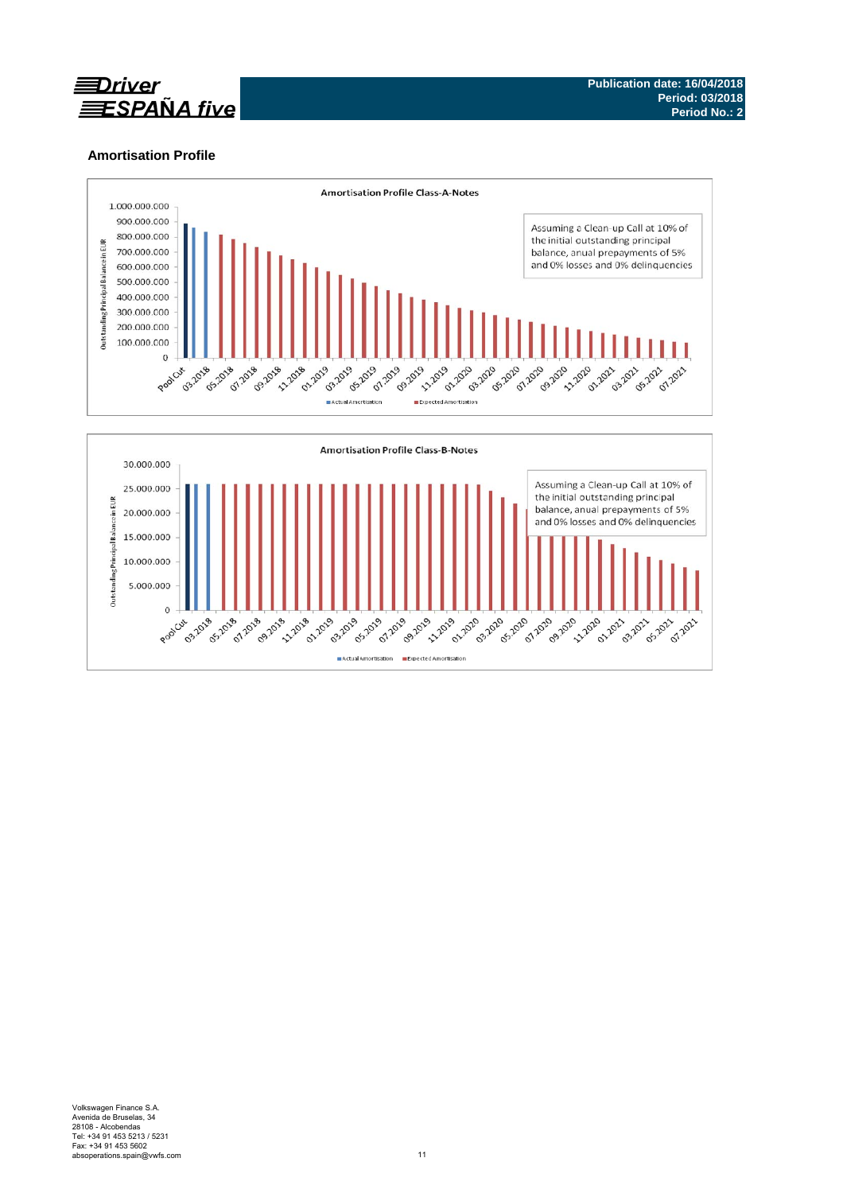## Amortisation Profile

**Amortisation Profile Class-A-Notes**

Assuming a Clean-up Call at 10% of the initial outstanding principal balance, anual prepayments of 5% and 0% losses and 0% delinquencies

Outstanding Principal Balance in EUR

Actual Amortisation / Expected Amortisation

**Amortisation Profile Class-B-Notes**

Assuming a Clean-up Call at 10% of the initial outstanding principal balance, anual prepayments of 5% and 0% losses and 0% delinquencies

Outstanding Principal Balance in EUR

Actual Amortisation / Expected Amortisation

Volkswagen Finance S.A.
Avenida de Bruselas, 34
28108 - Alcobendas
Tel: +34 91 453 5213 / 5231
Fax: +34 91 453 5602
absoperations.spain@vwfs.com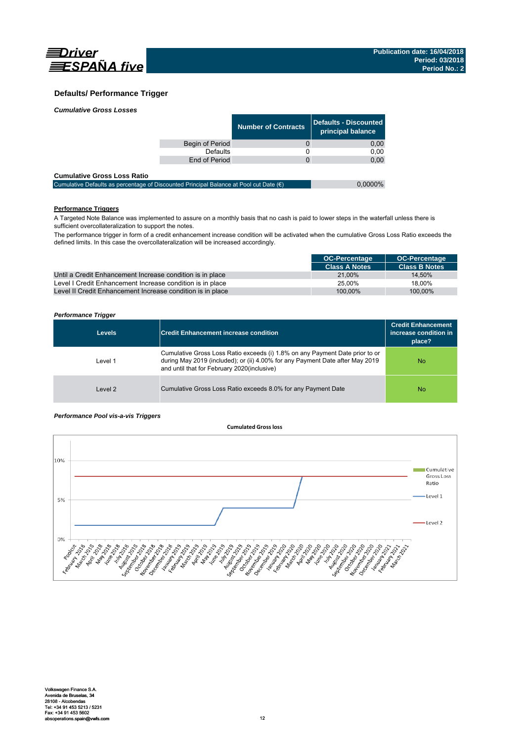## Defaults/ Performance Trigger

*Cumulative Gross Losses*

| | Number of Contracts | Defaults - Discounted principal balance |
|---|---|---|
| Begin of Period | 0 | 0,00 |
| Defaults | 0 | 0,00 |
| End of Period | 0 | 0,00 |

**Cumulative Gross Loss Ratio**

| | |
|---|---|
| Cumulative Defaults as percentage of Discounted Principal Balance at Pool cut Date (€) | 0,0000% |

**Performance Triggers**

A Targeted Note Balance was implemented to assure on a monthly basis that no cash is paid to lower steps in the waterfall unless there is sufficient overcollateralization to support the notes.

The performance trigger in form of a credit enhancement increase condition will be activated when the cumulative Gross Loss Ratio exceeds the defined limits. In this case the overcollateralization will be increased accordingly.

| | OC-Percentage Class A Notes | OC-Percentage Class B Notes |
|---|---|---|
| Until a Credit Enhancement Increase condition is in place | 21,00% | 14,50% |
| Level I Credit Enhancement Increase condition is in place | 25,00% | 18,00% |
| Level II Credit Enhancement Increase condition is in place | 100,00% | 100,00% |

*Performance Trigger*

| Levels | Credit Enhancement increase condition | Credit Enhancement increase condition in place? |
|---|---|---|
| Level 1 | Cumulative Gross Loss Ratio exceeds (i) 1.8% on any Payment Date prior to or during May 2019 (included); or (ii) 4.00% for any Payment Date after May 2019 and until that for February 2020(inclusive) | No |
| Level 2 | Cumulative Gross Loss Ratio exceeds 8.0% for any Payment Date | No |

*Performance Pool vis-a-vis Triggers*

**Cumulated Gross loss**

Legend: Cumulative Gross Loss Ratio; Level 1; Level 2

Y-axis: 0%, 5%, 10%

X-axis: Poolcut, February 2018, March 2018, April 2018, May 2018, June 2018, July 2018, August 2018, September 2018, October 2018, November 2018, December 2018, January 2019, February 2019, March 2019, April 2019, May 2019, June 2019, July 2019, August 2019, September 2019, October 2019, November 2019, December 2019, January 2020, February 2020, March 2020, April 2020, May 2020, June 2020, July 2020, August 2020, September 2020, October 2020, November 2020, December 2020, January 2021, February 2021, March 2021

Volkswagen Finance S.A.
Avenida de Bruselas, 34
28108 - Alcobendas
Tel: +34 91 453 5213 / 5231
Fax: +34 91 453 5602
absoperations.spain@vwfs.com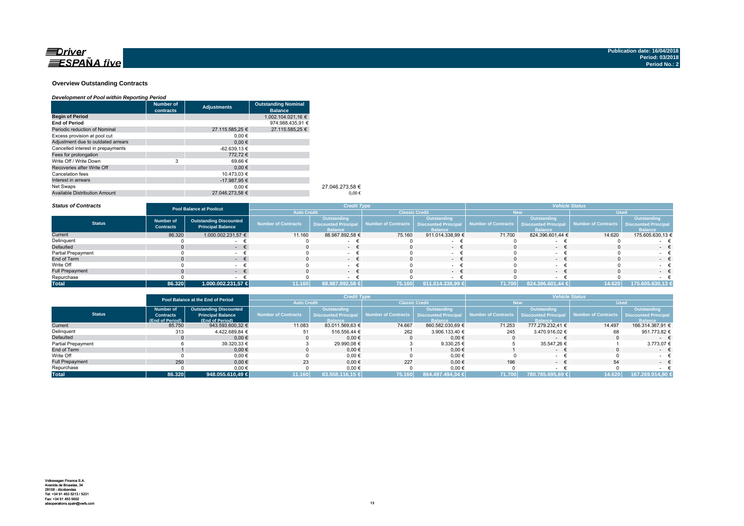Publication date: 16/04/2018
Period: 03/2018
Period No.: 2

## Overview Outstanding Contracts

### *Development of Pool within Reporting Period*

| | Number of contracts | Adjustments | Outstanding Nominal Balance |
|---|---|---|---|
| **Begin of Period** | | | 1.002.104.021,16 € |
| **End of Period** | | | 974.988.435,91 € |
| Periodic reduction of Nominal | | 27.115.585,25 € | 27.115.585,25 € |
| Excess provision at pool cut | | 0,00 € | |
| Adjustment due to outdated arrears | | 0,00 € | |
| Cancelled interest in prepayments | | -62.639,13 € | |
| Fees for prolongation | | 772,72 € | |
| Write Off / Write Down | 3 | 69,66 € | |
| Recoveries after Write Off | | 0,00 € | |
| Cancelation fees | | 10.473,03 € | |
| Interest in arrears | | -17.987,95 € | |
| Net Swaps | | 0,00 € | |
| Available Distribution Amount | | 27.046.273,58 € | |

27.046.273,58 €
0,00 €

### *Status of Contracts*

| Status | Pool Balance at Poolcut | | Credit Type | | | | Vehicle Status | | | |
|---|---|---|---|---|---|---|---|---|---|---|
| | | | Auto Credit | | Classic Credit | | New | | Used | |
| | Number of Contracts | Outstanding Discounted Principal Balance | Number of Contracts | Outstanding Discounted Principal Balance | Number of Contracts | Outstanding Discounted Principal Balance | Number of Contracts | Outstanding Discounted Principal Balance | Number of Contracts | Outstanding Discounted Principal Balance |
| Current | 86.320 | 1.000.002.231,57 € | 11.160 | 88.987.892,58 € | 75.160 | 911.014.338,99 € | 71.700 | 824.396.601,44 € | 14.620 | 175.605.630,13 € |
| Delinquent | 0 | - € | 0 | - € | 0 | - € | 0 | - € | 0 | - € |
| Defaulted | 0 | - € | 0 | - € | 0 | - € | 0 | - € | 0 | - € |
| Partial Prepayment | 0 | - € | 0 | - € | 0 | - € | 0 | - € | 0 | - € |
| End of Term | 0 | - € | 0 | - € | 0 | - € | 0 | - € | 0 | - € |
| Write Off | 0 | - € | 0 | - € | 0 | - € | 0 | - € | 0 | - € |
| Full Prepayment | 0 | - € | 0 | - € | 0 | - € | 0 | - € | 0 | - € |
| Repurchase | 0 | - € | 0 | - € | 0 | - € | 0 | - € | 0 | - € |
| **Total** | **86.320** | **1.000.002.231,57 €** | **11.160** | **88.987.892,58 €** | **75.160** | **911.014.338,99 €** | **71.700** | **824.396.601,44 €** | **14.620** | **175.605.630,13 €** |

| Status | Pool Balance at the End of Period | | Credit Type | | | | Vehicle Status | | | |
|---|---|---|---|---|---|---|---|---|---|---|
| | | | Auto Credit | | Classic Credit | | New | | Used | |
| | Number of Contracts (End of Period) | Outstanding Discounted Principal Balance (End of Period) | Number of Contracts | Outstanding Discounted Principal Balance | Number of Contracts | Outstanding Discounted Principal Balance | Number of Contracts | Outstanding Discounted Principal Balance | Number of Contracts | Outstanding Discounted Principal Balance |
| Current | 85.750 | 943.593.600,32 € | 11.083 | 83.011.569,63 € | 74.667 | 860.582.030,69 € | 71.253 | 777.279.232,41 € | 14.497 | 166.314.367,91 € |
| Delinquent | 313 | 4.422.689,84 € | 51 | 516.556,44 € | 262 | 3.906.133,40 € | 245 | 3.470.916,02 € | 68 | 951.773,82 € |
| Defaulted | 0 | 0,00 € | 0 | 0,00 € | 0 | 0,00 € | 0 | - € | 0 | - € |
| Partial Prepayment | 6 | 39.320,33 € | 3 | 29.990,08 € | 3 | 9.330,25 € | 5 | 35.547,26 € | 1 | 3.773,07 € |
| End of Term | 1 | 0,00 € | 0 | 0,00 € | 1 | 0,00 € | 1 | - € | 0 | - € |
| Write Off | 0 | 0,00 € | 0 | 0,00 € | 0 | 0,00 € | 0 | - € | 0 | - € |
| Full Prepayment | 250 | 0,00 € | 23 | 0,00 € | 227 | 0,00 € | 196 | - € | 54 | - € |
| Repurchase | 0 | 0,00 € | 0 | 0,00 € | 0 | 0,00 € | 0 | - € | 0 | - € |
| **Total** | **86.320** | **948.055.610,49 €** | **11.160** | **83.558.116,15 €** | **75.160** | **864.497.494,34 €** | **71.700** | **780.785.695,69 €** | **14.620** | **167.269.914,80 €** |

Volkswagen Finance S.A.
Avenida de Bruselas, 34
28108 - Alcobendas
Tel: +34 91 453 5213 / 5231
Fax: +34 91 453 5602
absoperations.spain@vwfs.com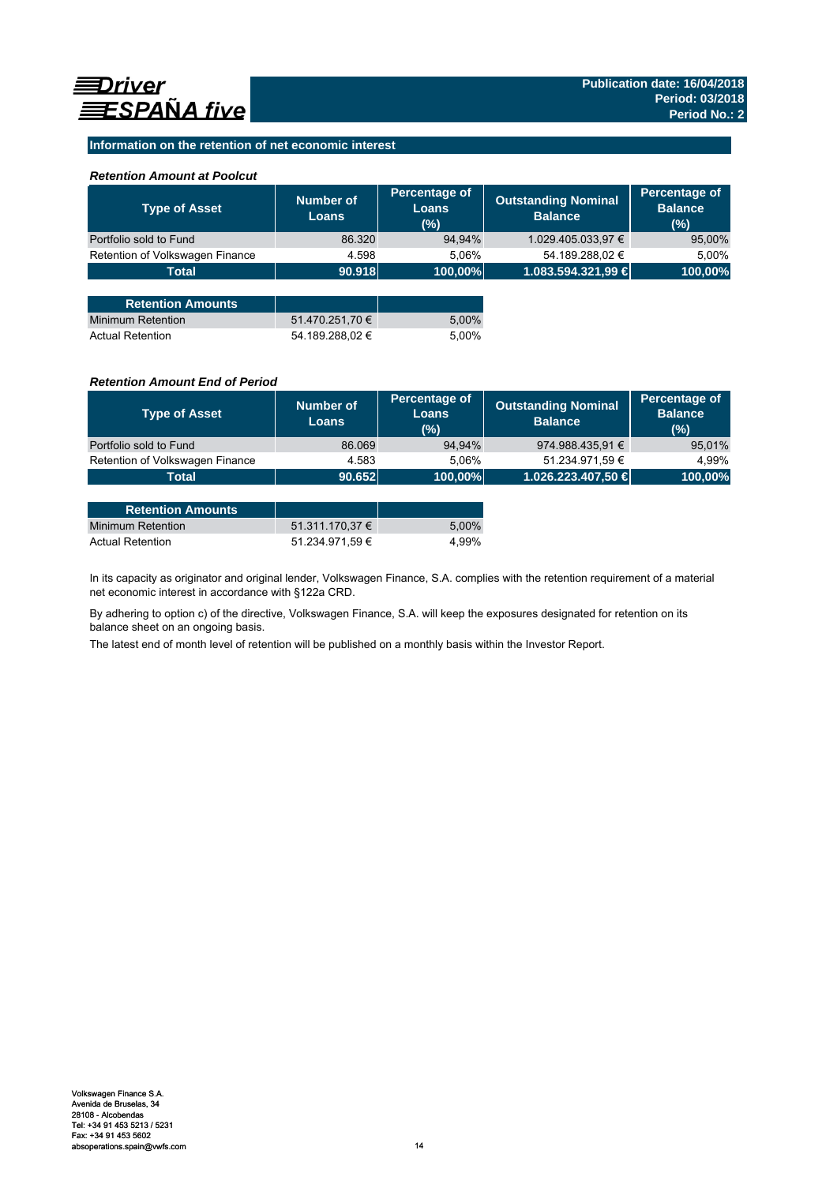Driver ESPAÑA five

**Publication date: 16/04/2018**
**Period: 03/2018**
**Period No.: 2**

## Information on the retention of net economic interest

### *Retention Amount at Poolcut*

| Type of Asset | Number of Loans | Percentage of Loans (%) | Outstanding Nominal Balance | Percentage of Balance (%) |
|---|---|---|---|---|
| Portfolio sold to Fund | 86.320 | 94,94% | 1.029.405.033,97 € | 95,00% |
| Retention of Volkswagen Finance | 4.598 | 5,06% | 54.189.288,02 € | 5,00% |
| **Total** | **90.918** | **100,00%** | **1.083.594.321,99 €** | **100,00%** |

| Retention Amounts | | |
|---|---|---|
| Minimum Retention | 51.470.251,70 € | 5,00% |
| Actual Retention | 54.189.288,02 € | 5,00% |

### *Retention Amount End of Period*

| Type of Asset | Number of Loans | Percentage of Loans (%) | Outstanding Nominal Balance | Percentage of Balance (%) |
|---|---|---|---|---|
| Portfolio sold to Fund | 86.069 | 94,94% | 974.988.435,91 € | 95,01% |
| Retention of Volkswagen Finance | 4.583 | 5,06% | 51.234.971,59 € | 4,99% |
| **Total** | **90.652** | **100,00%** | **1.026.223.407,50 €** | **100,00%** |

| Retention Amounts | | |
|---|---|---|
| Minimum Retention | 51.311.170,37 € | 5,00% |
| Actual Retention | 51.234.971,59 € | 4,99% |

In its capacity as originator and original lender, Volkswagen Finance, S.A. complies with the retention requirement of a material net economic interest in accordance with §122a CRD.

By adhering to option c) of the directive, Volkswagen Finance, S.A. will keep the exposures designated for retention on its balance sheet on an ongoing basis.

The latest end of month level of retention will be published on a monthly basis within the Investor Report.

Volkswagen Finance S.A.
Avenida de Bruselas, 34
28108 - Alcobendas
Tel: +34 91 453 5213 / 5231
Fax: +34 91 453 5602
absoperations.spain@vwfs.com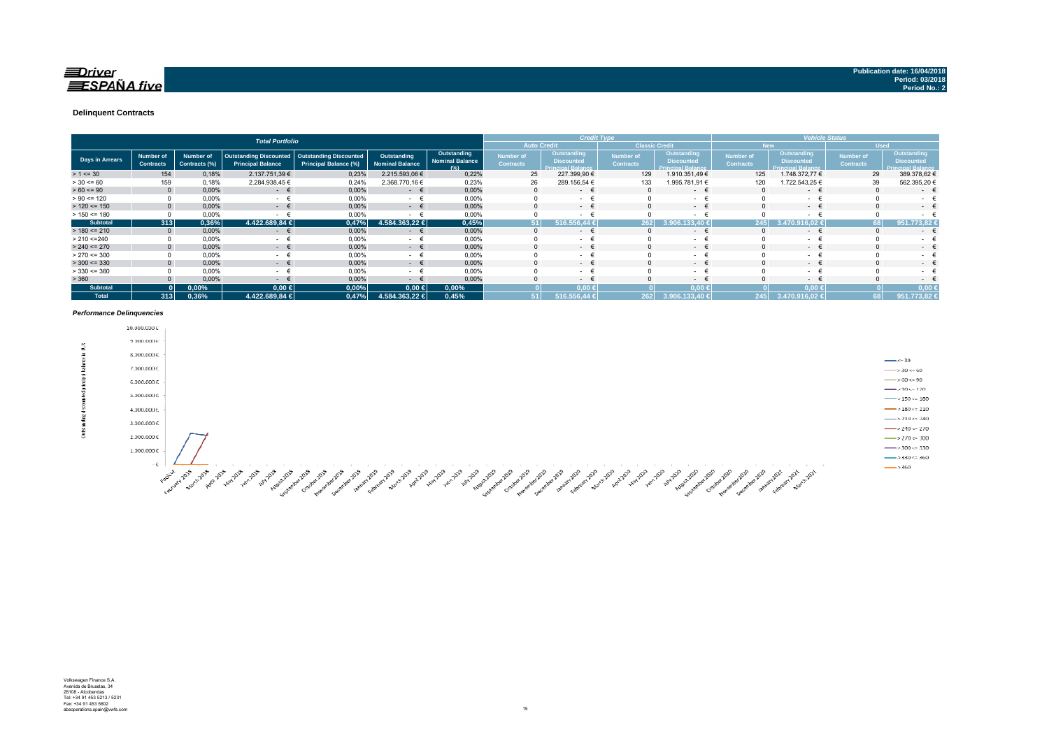Publication date: 16/04/2018
Period: 03/2018
Period No.: 2

### Delinquent Contracts

| Total Portfolio | | | | | | | Credit Type | | | | Vehicle Status | | | |
|---|---|---|---|---|---|---|---|---|---|---|---|---|---|---|
| | | | | | | | Auto Credit | | Classic Credit | | New | | Used | |
| Days in Arrears | Number of Contracts | Number of Contracts (%) | Outstanding Discounted Principal Balance | Outstanding Discounted Principal Balance (%) | Outstanding Nominal Balance | Outstanding Nominal Balance (%) | Number of Contracts | Outstanding Discounted Principal Balance | Number of Contracts | Outstanding Discounted Principal Balance | Number of Contracts | Outstanding Discounted Principal Balance | Number of Contracts | Outstanding Discounted Principal Balance |
| > 1 <= 30 | 154 | 0,18% | 2.137.751,39 € | 0,23% | 2.215.593,06 € | 0,22% | 25 | 227.399,90 € | 129 | 1.910.351,49 € | 125 | 1.748.372,77 € | 29 | 389.378,62 € |
| > 30 <= 60 | 159 | 0,18% | 2.284.938,45 € | 0,24% | 2.368.770,16 € | 0,23% | 26 | 289.156,54 € | 133 | 1.995.781,91 € | 120 | 1.722.543,25 € | 39 | 562.395,20 € |
| > 60 <= 90 | 0 | 0,00% | - € | 0,00% | - € | 0,00% | 0 | - € | 0 | - € | 0 | - € | 0 | - € |
| > 90 <= 120 | 0 | 0,00% | - € | 0,00% | - € | 0,00% | 0 | - € | 0 | - € | 0 | - € | 0 | - € |
| > 120 <= 150 | 0 | 0,00% | - € | 0,00% | - € | 0,00% | 0 | - € | 0 | - € | 0 | - € | 0 | - € |
| > 150 <= 180 | 0 | 0,00% | - € | 0,00% | - € | 0,00% | 0 | - € | 0 | - € | 0 | - € | 0 | - € |
| **Subtotal** | **313** | **0,36%** | **4.422.689,84 €** | **0,47%** | **4.584.363,22 €** | **0,45%** | **51** | **516.556,44 €** | **262** | **3.906.133,40 €** | **245** | **3.470.916,02 €** | **68** | **951.773,82 €** |
| > 180 <= 210 | 0 | 0,00% | - € | 0,00% | - € | 0,00% | 0 | - € | 0 | - € | 0 | - € | 0 | - € |
| > 210 <=240 | 0 | 0,00% | - € | 0,00% | - € | 0,00% | 0 | - € | 0 | - € | 0 | - € | 0 | - € |
| > 240 <= 270 | 0 | 0,00% | - € | 0,00% | - € | 0,00% | 0 | - € | 0 | - € | 0 | - € | 0 | - € |
| > 270 <= 300 | 0 | 0,00% | - € | 0,00% | - € | 0,00% | 0 | - € | 0 | - € | 0 | - € | 0 | - € |
| > 300 <= 330 | 0 | 0,00% | - € | 0,00% | - € | 0,00% | 0 | - € | 0 | - € | 0 | - € | 0 | - € |
| > 330 <= 360 | 0 | 0,00% | - € | 0,00% | - € | 0,00% | 0 | - € | 0 | - € | 0 | - € | 0 | - € |
| > 360 | 0 | 0,00% | - € | 0,00% | - € | 0,00% | 0 | - € | 0 | - € | 0 | - € | 0 | - € |
| **Subtotal** | **0** | **0,00%** | **0,00 €** | **0,00%** | **0,00 €** | **0,00%** | **0** | **0,00 €** | **0** | **0,00 €** | **0** | **0,00 €** | **0** | **0,00 €** |
| **Total** | **313** | **0,36%** | **4.422.689,84 €** | **0,47%** | **4.584.363,22 €** | **0,45%** | **51** | **516.556,44 €** | **262** | **3.906.133,40 €** | **245** | **3.470.916,02 €** | **68** | **951.773,82 €** |

*Performance Delinquencies*

Volkswagen Finance S.A.
Avenida de Bruselas, 34
28108 - Alcobendas
Tel: +34 91 453 5213 / 5231
Fax: +34 91 453 5602
absoperations.spain@vwfs.com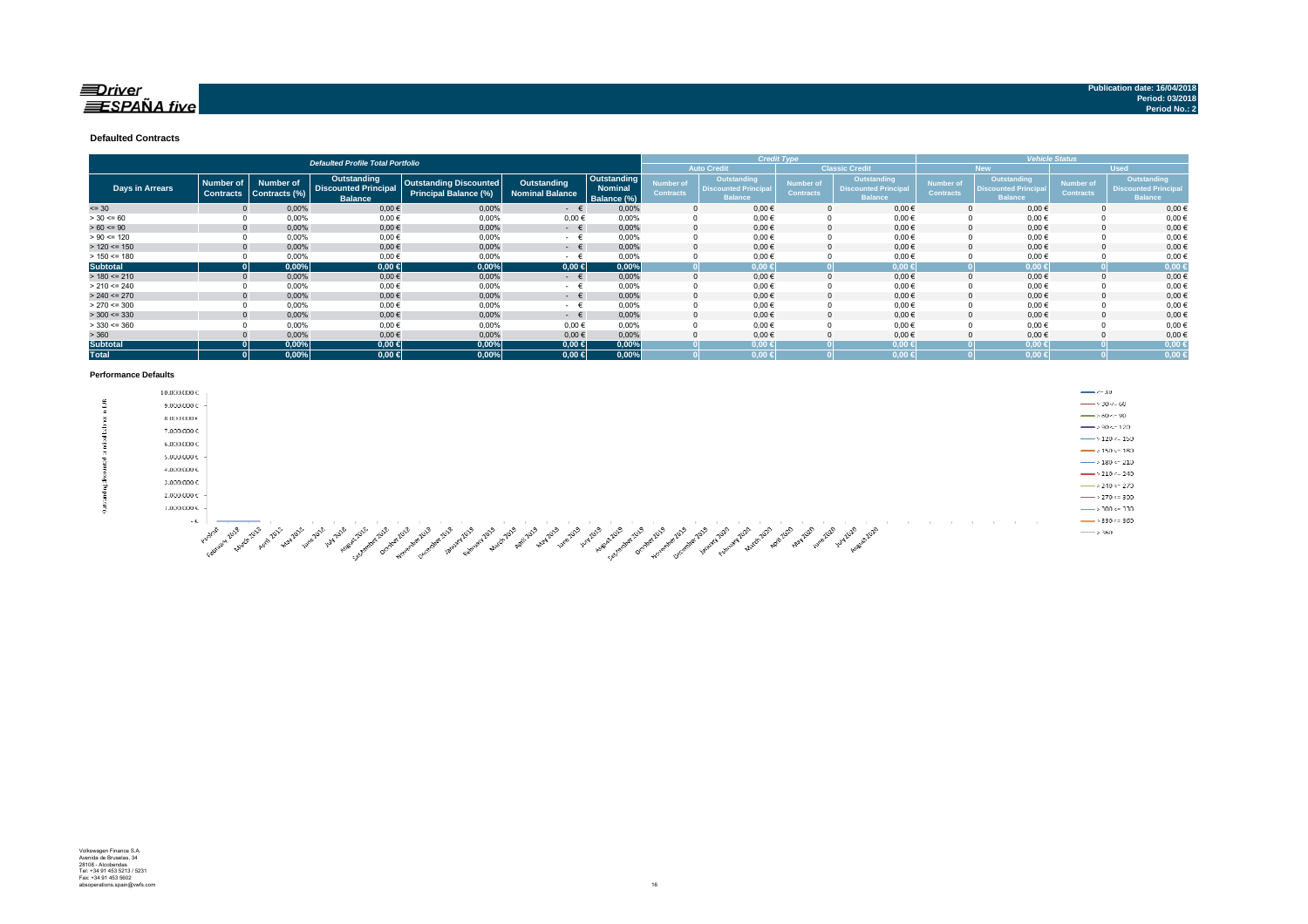Publication date: 16/04/2018
Period: 03/2018
Period No.: 2

### Defaulted Contracts

| Defaulted Profile Total Portfolio | | | | | | | Credit Type | | | | Vehicle Status | | | |
|---|---|---|---|---|---|---|---|---|---|---|---|---|---|---|
| | | | | | | | Auto Credit | | Classic Credit | | New | | Used | |
| Days in Arrears | Number of Contracts | Number of Contracts (%) | Outstanding Discounted Principal Balance | Outstanding Discounted Principal Balance (%) | Outstanding Nominal Balance | Outstanding Nominal Balance (%) | Number of Contracts | Outstanding Discounted Principal Balance | Number of Contracts | Outstanding Discounted Principal Balance | Number of Contracts | Outstanding Discounted Principal Balance | Number of Contracts | Outstanding Discounted Principal Balance |
| <= 30 | 0 | 0,00% | 0,00 € | 0,00% | - € | 0,00% | 0 | 0,00 € | 0 | 0,00 € | 0 | 0,00 € | 0 | 0,00 € |
| > 30 <= 60 | 0 | 0,00% | 0,00 € | 0,00% | 0,00 € | 0,00% | 0 | 0,00 € | 0 | 0,00 € | 0 | 0,00 € | 0 | 0,00 € |
| > 60 <= 90 | 0 | 0,00% | 0,00 € | 0,00% | - € | 0,00% | 0 | 0,00 € | 0 | 0,00 € | 0 | 0,00 € | 0 | 0,00 € |
| > 90 <= 120 | 0 | 0,00% | 0,00 € | 0,00% | - € | 0,00% | 0 | 0,00 € | 0 | 0,00 € | 0 | 0,00 € | 0 | 0,00 € |
| > 120 <= 150 | 0 | 0,00% | 0,00 € | 0,00% | - € | 0,00% | 0 | 0,00 € | 0 | 0,00 € | 0 | 0,00 € | 0 | 0,00 € |
| > 150 <= 180 | 0 | 0,00% | 0,00 € | 0,00% | - € | 0,00% | 0 | 0,00 € | 0 | 0,00 € | 0 | 0,00 € | 0 | 0,00 € |
| **Subtotal** | **0** | **0,00%** | **0,00 €** | **0,00%** | **0,00 €** | **0,00%** | **0** | **0,00 €** | **0** | **0,00 €** | **0** | **0,00 €** | **0** | **0,00 €** |
| > 180 <= 210 | 0 | 0,00% | 0,00 € | 0,00% | - € | 0,00% | 0 | 0,00 € | 0 | 0,00 € | 0 | 0,00 € | 0 | 0,00 € |
| > 210 <= 240 | 0 | 0,00% | 0,00 € | 0,00% | - € | 0,00% | 0 | 0,00 € | 0 | 0,00 € | 0 | 0,00 € | 0 | 0,00 € |
| > 240 <= 270 | 0 | 0,00% | 0,00 € | 0,00% | - € | 0,00% | 0 | 0,00 € | 0 | 0,00 € | 0 | 0,00 € | 0 | 0,00 € |
| > 270 <= 300 | 0 | 0,00% | 0,00 € | 0,00% | - € | 0,00% | 0 | 0,00 € | 0 | 0,00 € | 0 | 0,00 € | 0 | 0,00 € |
| > 300 <= 330 | 0 | 0,00% | 0,00 € | 0,00% | - € | 0,00% | 0 | 0,00 € | 0 | 0,00 € | 0 | 0,00 € | 0 | 0,00 € |
| > 330 <= 360 | 0 | 0,00% | 0,00 € | 0,00% | 0,00 € | 0,00% | 0 | 0,00 € | 0 | 0,00 € | 0 | 0,00 € | 0 | 0,00 € |
| > 360 | 0 | 0,00% | 0,00 € | 0,00% | 0,00 € | 0,00% | 0 | 0,00 € | 0 | 0,00 € | 0 | 0,00 € | 0 | 0,00 € |
| **Subtotal** | **0** | **0,00%** | **0,00 €** | **0,00%** | **0,00 €** | **0,00%** | **0** | **0,00 €** | **0** | **0,00 €** | **0** | **0,00 €** | **0** | **0,00 €** |
| **Total** | **0** | **0,00%** | **0,00 €** | **0,00%** | **0,00 €** | **0,00%** | **0** | **0,00 €** | **0** | **0,00 €** | **0** | **0,00 €** | **0** | **0,00 €** |

### Performance Defaults

Volkswagen Finance S.A.
Avenida de Bruselas, 34
28108 - Alcobendas
Tel: +34 91 453 5213 / 5231
Fax: +34 91 453 5602
absoperations.spain@vwfs.com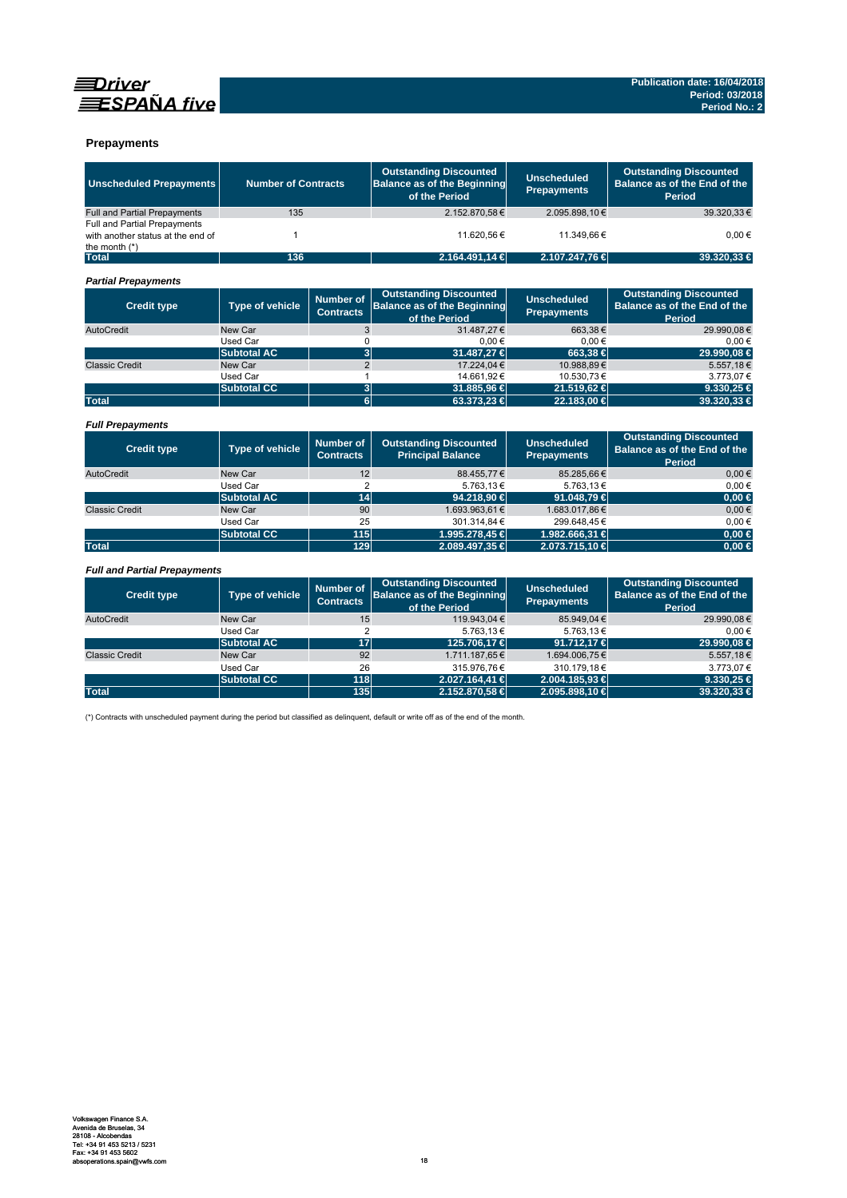## Prepayments

| Unscheduled Prepayments | Number of Contracts | Outstanding Discounted Balance as of the Beginning of the Period | Unscheduled Prepayments | Outstanding Discounted Balance as of the End of the Period |
|---|---|---|---|---|
| Full and Partial Prepayments | 135 | 2.152.870,58 € | 2.095.898,10 € | 39.320,33 € |
| Full and Partial Prepayments with another status at the end of the month (*) | 1 | 11.620,56 € | 11.349,66 € | 0,00 € |
| **Total** | **136** | **2.164.491,14 €** | **2.107.247,76 €** | **39.320,33 €** |

### *Partial Prepayments*

| Credit type | Type of vehicle | Number of Contracts | Outstanding Discounted Balance as of the Beginning of the Period | Unscheduled Prepayments | Outstanding Discounted Balance as of the End of the Period |
|---|---|---|---|---|---|
| AutoCredit | New Car | 3 | 31.487,27 € | 663,38 € | 29.990,08 € |
| | Used Car | 0 | 0,00 € | 0,00 € | 0,00 € |
| | **Subtotal AC** | **3** | **31.487,27 €** | **663,38 €** | **29.990,08 €** |
| Classic Credit | New Car | 2 | 17.224,04 € | 10.988,89 € | 5.557,18 € |
| | Used Car | 1 | 14.661,92 € | 10.530,73 € | 3.773,07 € |
| | **Subtotal CC** | **3** | **31.885,96 €** | **21.519,62 €** | **9.330,25 €** |
| **Total** | | **6** | **63.373,23 €** | **22.183,00 €** | **39.320,33 €** |

### *Full Prepayments*

| Credit type | Type of vehicle | Number of Contracts | Outstanding Discounted Principal Balance | Unscheduled Prepayments | Outstanding Discounted Balance as of the End of the Period |
|---|---|---|---|---|---|
| AutoCredit | New Car | 12 | 88.455,77 € | 85.285,66 € | 0,00 € |
| | Used Car | 2 | 5.763,13 € | 5.763,13 € | 0,00 € |
| | **Subtotal AC** | **14** | **94.218,90 €** | **91.048,79 €** | **0,00 €** |
| Classic Credit | New Car | 90 | 1.693.963,61 € | 1.683.017,86 € | 0,00 € |
| | Used Car | 25 | 301.314,84 € | 299.648,45 € | 0,00 € |
| | **Subtotal CC** | **115** | **1.995.278,45 €** | **1.982.666,31 €** | **0,00 €** |
| **Total** | | **129** | **2.089.497,35 €** | **2.073.715,10 €** | **0,00 €** |

### *Full and Partial Prepayments*

| Credit type | Type of vehicle | Number of Contracts | Outstanding Discounted Balance as of the Beginning of the Period | Unscheduled Prepayments | Outstanding Discounted Balance as of the End of the Period |
|---|---|---|---|---|---|
| AutoCredit | New Car | 15 | 119.943,04 € | 85.949,04 € | 29.990,08 € |
| | Used Car | 2 | 5.763,13 € | 5.763,13 € | 0,00 € |
| | **Subtotal AC** | **17** | **125.706,17 €** | **91.712,17 €** | **29.990,08 €** |
| Classic Credit | New Car | 92 | 1.711.187,65 € | 1.694.006,75 € | 5.557,18 € |
| | Used Car | 26 | 315.976,76 € | 310.179,18 € | 3.773,07 € |
| | **Subtotal CC** | **118** | **2.027.164,41 €** | **2.004.185,93 €** | **9.330,25 €** |
| **Total** | | **135** | **2.152.870,58 €** | **2.095.898,10 €** | **39.320,33 €** |

(*) Contracts with unscheduled payment during the period but classified as delinquent, default or write off as of the end of the month.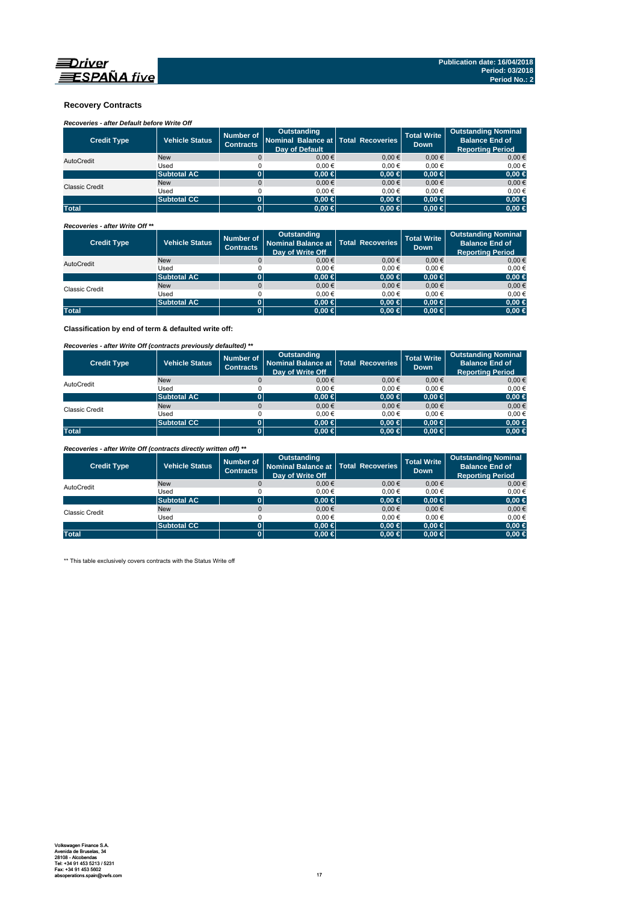## Recovery Contracts

*Recoveries - after Default before Write Off*

| Credit Type | Vehicle Status | Number of Contracts | Outstanding Nominal Balance at Day of Default | Total Recoveries | Total Write Down | Outstanding Nominal Balance End of Reporting Period |
|---|---|---|---|---|---|---|
| AutoCredit | New | 0 | 0,00 € | 0,00 € | 0,00 € | 0,00 € |
| | Used | 0 | 0,00 € | 0,00 € | 0,00 € | 0,00 € |
| | **Subtotal AC** | **0** | **0,00 €** | **0,00 €** | **0,00 €** | **0,00 €** |
| Classic Credit | New | 0 | 0,00 € | 0,00 € | 0,00 € | 0,00 € |
| | Used | 0 | 0,00 € | 0,00 € | 0,00 € | 0,00 € |
| | **Subtotal CC** | **0** | **0,00 €** | **0,00 €** | **0,00 €** | **0,00 €** |
| **Total** | | **0** | **0,00 €** | **0,00 €** | **0,00 €** | **0,00 €** |

*Recoveries - after Write Off \*\**

| Credit Type | Vehicle Status | Number of Contracts | Outstanding Nominal Balance at Day of Write Off | Total Recoveries | Total Write Down | Outstanding Nominal Balance End of Reporting Period |
|---|---|---|---|---|---|---|
| AutoCredit | New | 0 | 0,00 € | 0,00 € | 0,00 € | 0,00 € |
| | Used | 0 | 0,00 € | 0,00 € | 0,00 € | 0,00 € |
| | **Subtotal AC** | **0** | **0,00 €** | **0,00 €** | **0,00 €** | **0,00 €** |
| Classic Credit | New | 0 | 0,00 € | 0,00 € | 0,00 € | 0,00 € |
| | Used | 0 | 0,00 € | 0,00 € | 0,00 € | 0,00 € |
| | **Subtotal AC** | **0** | **0,00 €** | **0,00 €** | **0,00 €** | **0,00 €** |
| **Total** | | **0** | **0,00 €** | **0,00 €** | **0,00 €** | **0,00 €** |

**Classification by end of term & defaulted write off:**

*Recoveries - after Write Off (contracts previously defaulted) \*\**

| Credit Type | Vehicle Status | Number of Contracts | Outstanding Nominal Balance at Day of Write Off | Total Recoveries | Total Write Down | Outstanding Nominal Balance End of Reporting Period |
|---|---|---|---|---|---|---|
| AutoCredit | New | 0 | 0,00 € | 0,00 € | 0,00 € | 0,00 € |
| | Used | 0 | 0,00 € | 0,00 € | 0,00 € | 0,00 € |
| | **Subtotal AC** | **0** | **0,00 €** | **0,00 €** | **0,00 €** | **0,00 €** |
| Classic Credit | New | 0 | 0,00 € | 0,00 € | 0,00 € | 0,00 € |
| | Used | 0 | 0,00 € | 0,00 € | 0,00 € | 0,00 € |
| | **Subtotal CC** | **0** | **0,00 €** | **0,00 €** | **0,00 €** | **0,00 €** |
| **Total** | | **0** | **0,00 €** | **0,00 €** | **0,00 €** | **0,00 €** |

*Recoveries - after Write Off (contracts directly written off) \*\**

| Credit Type | Vehicle Status | Number of Contracts | Outstanding Nominal Balance at Day of Write Off | Total Recoveries | Total Write Down | Outstanding Nominal Balance End of Reporting Period |
|---|---|---|---|---|---|---|
| AutoCredit | New | 0 | 0,00 € | 0,00 € | 0,00 € | 0,00 € |
| | Used | 0 | 0,00 € | 0,00 € | 0,00 € | 0,00 € |
| | **Subtotal AC** | **0** | **0,00 €** | **0,00 €** | **0,00 €** | **0,00 €** |
| Classic Credit | New | 0 | 0,00 € | 0,00 € | 0,00 € | 0,00 € |
| | Used | 0 | 0,00 € | 0,00 € | 0,00 € | 0,00 € |
| | **Subtotal CC** | **0** | **0,00 €** | **0,00 €** | **0,00 €** | **0,00 €** |
| **Total** | | **0** | **0,00 €** | **0,00 €** | **0,00 €** | **0,00 €** |

** This table exclusively covers contracts with the Status Write off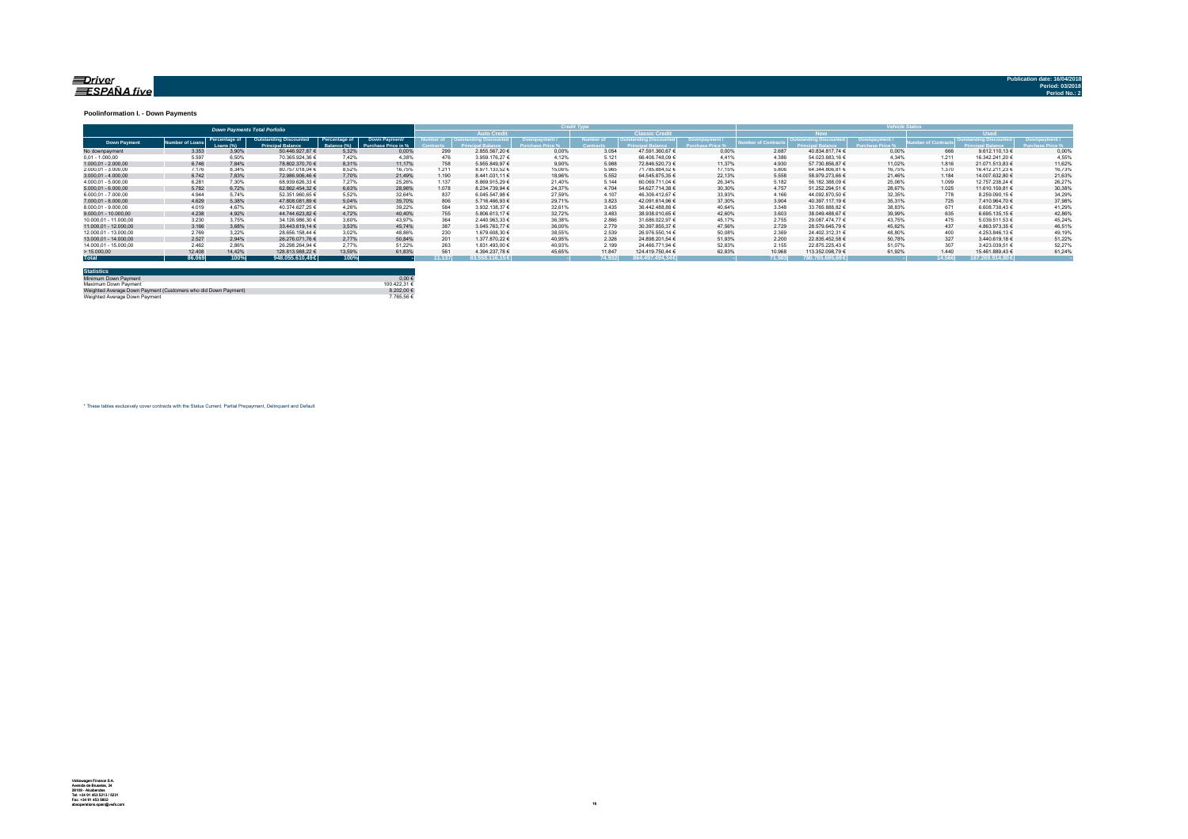**Publication date: 16/04/2018**
**Period: 03/2018**
**Period No.: 2**

### Poolinformation I. - Down Payments

| Down Payments Total Porfolio | | | | | | Credit Type | | | | | | Vehicle Status | | | | | |
|---|---|---|---|---|---|---|---|---|---|---|---|---|---|---|---|---|---|
| | | | | | | Auto Credit | | | Classic Credit | | | New | | | Used | | |
| Down Payment | Number of Loans | Percentage of Loans (%) | Outstanding Discounted Principal Balance | Percentage of Balance (%) | Down Payment/ Purchase Price in % | Number of Contracts | Outstanding Discounted Principal Balance | Downpayment / Purchase Price % | Number of Contracts | Outstanding Discounted Principal Balance | Downpayment / Purchase Price % | Number of Contracts | Outstanding Discounted Principal Balance | Downpayment / Purchase Price % | Number of Contracts | Outstanding Discounted Principal Balance | Downpayment / Purchase Price % |
| No downpayment | 3.353 | 3,90% | 50.446.927,87 € | 5,32% | 0,00% | 299 | 2.855.567,20 € | 0,00% | 3.054 | 47.591.360,67 € | 0,00% | 2.687 | 40.834.817,74 € | 0,00% | 666 | 9.612.110,13 € | 0,00% |
| 0,01 - 1.000,00 | 5.597 | 6,50% | 70.365.924,36 € | 7,42% | 4,38% | 476 | 3.959.176,27 € | 4,12% | 5.121 | 66.406.748,09 € | 4,41% | 4.386 | 54.023.683,16 € | 4,34% | 1.211 | 16.342.241,20 € | 4,55% |
| 1.000,01 - 2.000,00 | 6.746 | 7,84% | 78.802.370,70 € | 8,31% | 11,17% | 758 | 5.955.849,97 € | 9,90% | 5.988 | 72.846.520,73 € | 11,37% | 4.930 | 57.730.856,87 € | 11,02% | 1.816 | 21.071.513,83 € | 11,62% |
| 2.000,01 - 3.000,00 | 7.176 | 8,34% | 80.757.018,04 € | 8,52% | 16,75% | 1.211 | 8.971.133,52 € | 15,06% | 5.965 | 71.785.884,52 € | 17,15% | 5.806 | 64.344.806,81 € | 16,75% | 1.370 | 16.412.211,23 € | 16,73% |
| 3.000,01 - 4.000,00 | 6.742 | 7,83% | 72.986.906,46 € | 7,70% | 21,49% | 1.190 | 8.441.031,11 € | 18,96% | 5.552 | 64.545.875,35 € | 22,13% | 5.558 | 58.979.273,66 € | 21,46% | 1.184 | 14.007.632,80 € | 21,63% |
| 4.000,01 - 5.000,00 | 6.281 | 7,30% | 68.939.626,33 € | 7,27% | 25,26% | 1.137 | 8.869.915,29 € | 21,40% | 5.144 | 60.069.711,04 € | 26,34% | 5.182 | 56.182.388,09 € | 25,06% | 1.099 | 12.757.238,24 € | 26,27% |
| 5.000,01 - 6.000,00 | 5.782 | 6,72% | 62.862.454,32 € | 6,63% | 28,96% | 1.078 | 8.234.739,94 € | 24,37% | 4.704 | 54.627.714,38 € | 30,30% | 4.757 | 51.252.294,51 € | 28,67% | 1.025 | 11.610.159,81 € | 30,38% |
| 6.000,01 - 7.000,00 | 4.944 | 5,74% | 52.351.960,65 € | 5,52% | 32,64% | 837 | 6.045.547,98 € | 27,59% | 4.107 | 46.306.412,67 € | 33,93% | 4.166 | 44.092.870,50 € | 32,35% | 778 | 8.259.090,15 € | 34,29% |
| 7.000,01 - 8.000,00 | 4.629 | 5,38% | 47.808.081,89 € | 5,04% | 35,70% | 806 | 5.716.466,93 € | 29,71% | 3.823 | 42.091.614,96 € | 37,30% | 3.904 | 40.397.117,19 € | 35,31% | 725 | 7.410.964,70 € | 37,98% |
| 8.000,01 - 9.000,00 | 4.019 | 4,67% | 40.374.627,25 € | 4,26% | 39,22% | 584 | 3.932.138,37 € | 32,61% | 3.435 | 36.442.488,88 € | 40,64% | 3.348 | 33.765.888,82 € | 38,83% | 671 | 6.608.738,43 € | 41,29% |
| 9.000,01 - 10.000,00 | 4.238 | 4,92% | 44.744.623,82 € | 4,72% | 40,40% | 755 | 5.806.613,17 € | 32,72% | 3.483 | 38.938.010,65 € | 42,60% | 3.603 | 38.049.488,67 € | 39,99% | 635 | 6.695.135,15 € | 42,86% |
| 10.000,01 - 11.000,00 | 3.230 | 3,75% | 34.126.986,30 € | 3,60% | 43,97% | 364 | 2.440.963,33 € | 36,38% | 2.866 | 31.686.022,97 € | 45,17% | 2.755 | 29.087.474,77 € | 43,75% | 475 | 5.039.511,53 € | 45,24% |
| 11.000,01 - 12.000,00 | 3.166 | 3,68% | 33.443.619,14 € | 3,53% | 45,74% | 387 | 3.045.763,77 € | 36,00% | 2.779 | 30.397.855,37 € | 47,56% | 2.729 | 28.579.645,79 € | 45,62% | 437 | 4.863.973,35 € | 46,51% |
| 12.000,01 - 13.000,00 | 2.769 | 3,22% | 28.656.158,44 € | 3,02% | 48,86% | 230 | 1.679.608,30 € | 38,55% | 2.539 | 26.976.550,14 € | 50,08% | 2.369 | 24.402.312,31 € | 48,80% | 400 | 4.253.846,13 € | 49,19% |
| 13.000,01 - 14.000,00 | 2.527 | 2,94% | 26.276.071,76 € | 2,77% | 50,84% | 201 | 1.377.870,22 € | 40,95% | 2.326 | 24.898.201,54 € | 51,93% | 2.200 | 22.835.452,58 € | 50,78% | 327 | 3.440.619,18 € | 51,22% |
| 14.000,01 - 15.000,00 | 2.462 | 2,86% | 26.298.264,94 € | 2,77% | 51,22% | 263 | 1.831.493,00 € | 40,93% | 2.199 | 24.466.771,94 € | 52,83% | 2.155 | 22.875.225,43 € | 51,07% | 307 | 3.423.039,51 € | 52,27% |
| > 15.000,00 | 12.408 | 14,42% | 128.813.988,22 € | 13,59% | 61,83% | 561 | 4.394.237,78 € | 45,65% | 11.847 | 124.419.750,44 € | 62,83% | 10.968 | 113.352.098,79 € | 61,92% | 1.440 | 15.461.889,43 € | 61,24% |
| **Total** | **86.069** | **100%** | **948.055.610,49€** | **100%** | - | **11.137** | **83.558.116,15 €** | - | **74.932** | **864.497.494,34€** | - | **71.503** | **780.785.695,69 €** | - | **14.566** | **167.269.914,80 €** | - |

| Statistics | |
|---|---|
| Minimum Down Payment | 0,00 € |
| Maximum Down Payment | 100.422,31 € |
| Weighted Average Down Payment (Customers who did Down Payment) | 8.202,00 € |
| Weighted Average Down Payment | 7.765,56 € |

* These tables exclusively cover contracts with the Status Current, Partial Prepayment, Delinquent and Default

Volkswagen Finance S.A.
Avenida de Bruselas, 34
28108 - Alcobendas
Tel: +34 91 453 5213 / 5231
Fax: +34 91 453 5602
absoperations.spain@vwfs.com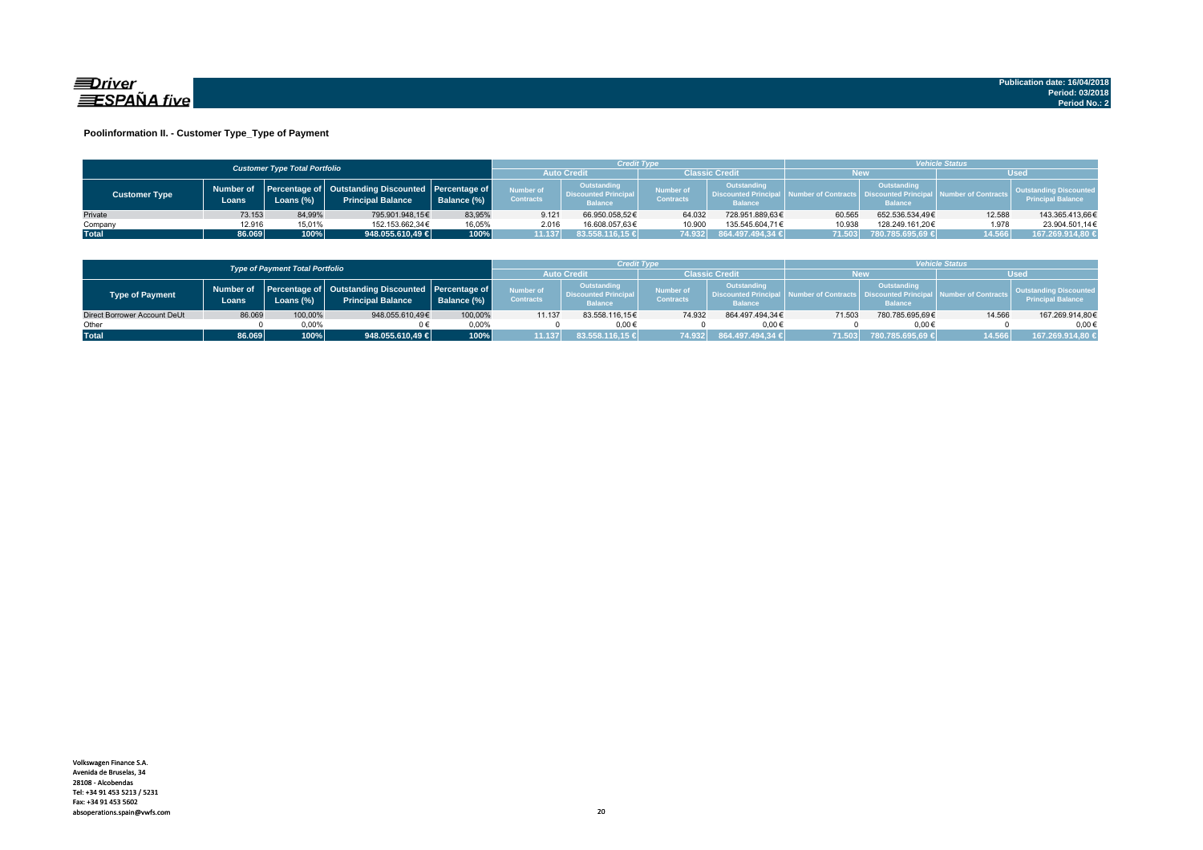**Driver ESPAÑA five**

Publication date: 16/04/2018
Period: 03/2018
Period No.: 2

## Poolinformation II. - Customer Type_Type of Payment

| Customer Type Total Portfolio | | | | | Credit Type | | | | Vehicle Status | | | |
|---|---|---|---|---|---|---|---|---|---|---|---|---|
| | | | | | Auto Credit | | Classic Credit | | New | | Used | |
| Customer Type | Number of Loans | Percentage of Loans (%) | Outstanding Discounted Principal Balance | Percentage of Balance (%) | Number of Contracts | Outstanding Discounted Principal Balance | Number of Contracts | Outstanding Discounted Principal Balance | Number of Contracts | Outstanding Discounted Principal Balance | Number of Contracts | Outstanding Discounted Principal Balance |
| Private | 73.153 | 84,99% | 795.901.948,15€ | 83,95% | 9.121 | 66.950.058,52€ | 64.032 | 728.951.889,63€ | 60.565 | 652.536.534,49€ | 12.588 | 143.365.413,66€ |
| Company | 12.916 | 15,01% | 152.153.662,34€ | 16,05% | 2.016 | 16.608.057,63€ | 10.900 | 135.545.604,71€ | 10.938 | 128.249.161,20€ | 1.978 | 23.904.501,14€ |
| **Total** | **86.069** | **100%** | **948.055.610,49 €** | **100%** | **11.137** | **83.558.116,15 €** | **74.932** | **864.497.494,34 €** | **71.503** | **780.785.695,69 €** | **14.566** | **167.269.914,80 €** |

| Type of Payment Total Portfolio | | | | | Credit Type | | | | Vehicle Status | | | |
|---|---|---|---|---|---|---|---|---|---|---|---|---|
| | | | | | Auto Credit | | Classic Credit | | New | | Used | |
| Type of Payment | Number of Loans | Percentage of Loans (%) | Outstanding Discounted Principal Balance | Percentage of Balance (%) | Number of Contracts | Outstanding Discounted Principal Balance | Number of Contracts | Outstanding Discounted Principal Balance | Number of Contracts | Outstanding Discounted Principal Balance | Number of Contracts | Outstanding Discounted Principal Balance |
| Direct Borrower Account DeUt | 86.069 | 100,00% | 948.055.610,49€ | 100,00% | 11.137 | 83.558.116,15€ | 74.932 | 864.497.494,34€ | 71.503 | 780.785.695,69€ | 14.566 | 167.269.914,80€ |
| Other | 0 | 0,00% | 0 € | 0,00% | 0 | 0,00 € | 0 | 0,00 € | 0 | 0,00 € | 0 | 0,00 € |
| **Total** | **86.069** | **100%** | **948.055.610,49 €** | **100%** | **11.137** | **83.558.116,15 €** | **74.932** | **864.497.494,34 €** | **71.503** | **780.785.695,69 €** | **14.566** | **167.269.914,80 €** |

Volkswagen Finance S.A.
Avenida de Bruselas, 34
28108 - Alcobendas
Tel: +34 91 453 5213 / 5231
Fax: +34 91 453 5602
absoperations.spain@vwfs.com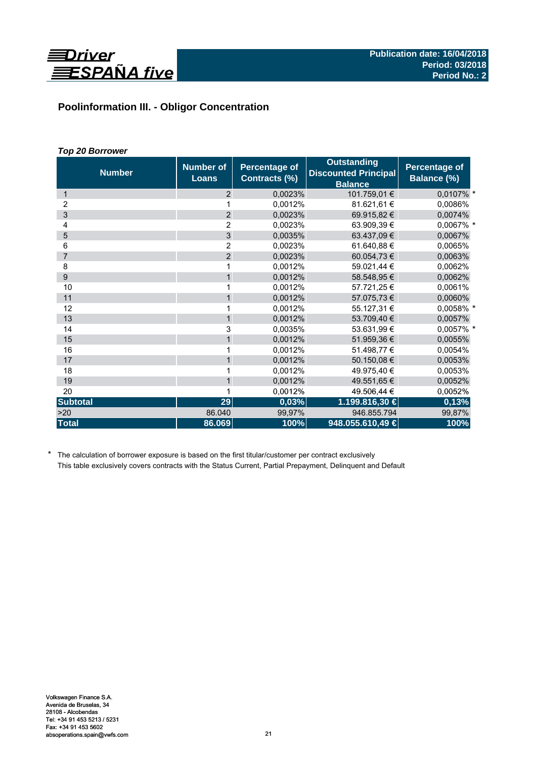## Poolinformation III. - Obligor Concentration

### *Top 20 Borrower*

| Number | Number of Loans | Percentage of Contracts (%) | Outstanding Discounted Principal Balance | Percentage of Balance (%) |
|---|---|---|---|---|
| 1 | 2 | 0,0023% | 101.759,01 € | 0,0107% * |
| 2 | 1 | 0,0012% | 81.621,61 € | 0,0086% |
| 3 | 2 | 0,0023% | 69.915,82 € | 0,0074% |
| 4 | 2 | 0,0023% | 63.909,39 € | 0,0067% * |
| 5 | 3 | 0,0035% | 63.437,09 € | 0,0067% |
| 6 | 2 | 0,0023% | 61.640,88 € | 0,0065% |
| 7 | 2 | 0,0023% | 60.054,73 € | 0,0063% |
| 8 | 1 | 0,0012% | 59.021,44 € | 0,0062% |
| 9 | 1 | 0,0012% | 58.548,95 € | 0,0062% |
| 10 | 1 | 0,0012% | 57.721,25 € | 0,0061% |
| 11 | 1 | 0,0012% | 57.075,73 € | 0,0060% |
| 12 | 1 | 0,0012% | 55.127,31 € | 0,0058% * |
| 13 | 1 | 0,0012% | 53.709,40 € | 0,0057% |
| 14 | 3 | 0,0035% | 53.631,99 € | 0,0057% * |
| 15 | 1 | 0,0012% | 51.959,36 € | 0,0055% |
| 16 | 1 | 0,0012% | 51.498,77 € | 0,0054% |
| 17 | 1 | 0,0012% | 50.150,08 € | 0,0053% |
| 18 | 1 | 0,0012% | 49.975,40 € | 0,0053% |
| 19 | 1 | 0,0012% | 49.551,65 € | 0,0052% |
| 20 | 1 | 0,0012% | 49.506,44 € | 0,0052% |
| **Subtotal** | **29** | **0,03%** | **1.199.816,30 €** | **0,13%** |
| >20 | 86.040 | 99,97% | 946.855.794 | 99,87% |
| **Total** | **86.069** | **100%** | **948.055.610,49 €** | **100%** |

\* The calculation of borrower exposure is based on the first titular/customer per contract exclusively
This table exclusively covers contracts with the Status Current, Partial Prepayment, Delinquent and Default

Volkswagen Finance S.A.
Avenida de Bruselas, 34
28108 - Alcobendas
Tel: +34 91 453 5213 / 5231
Fax: +34 91 453 5602
absoperations.spain@vwfs.com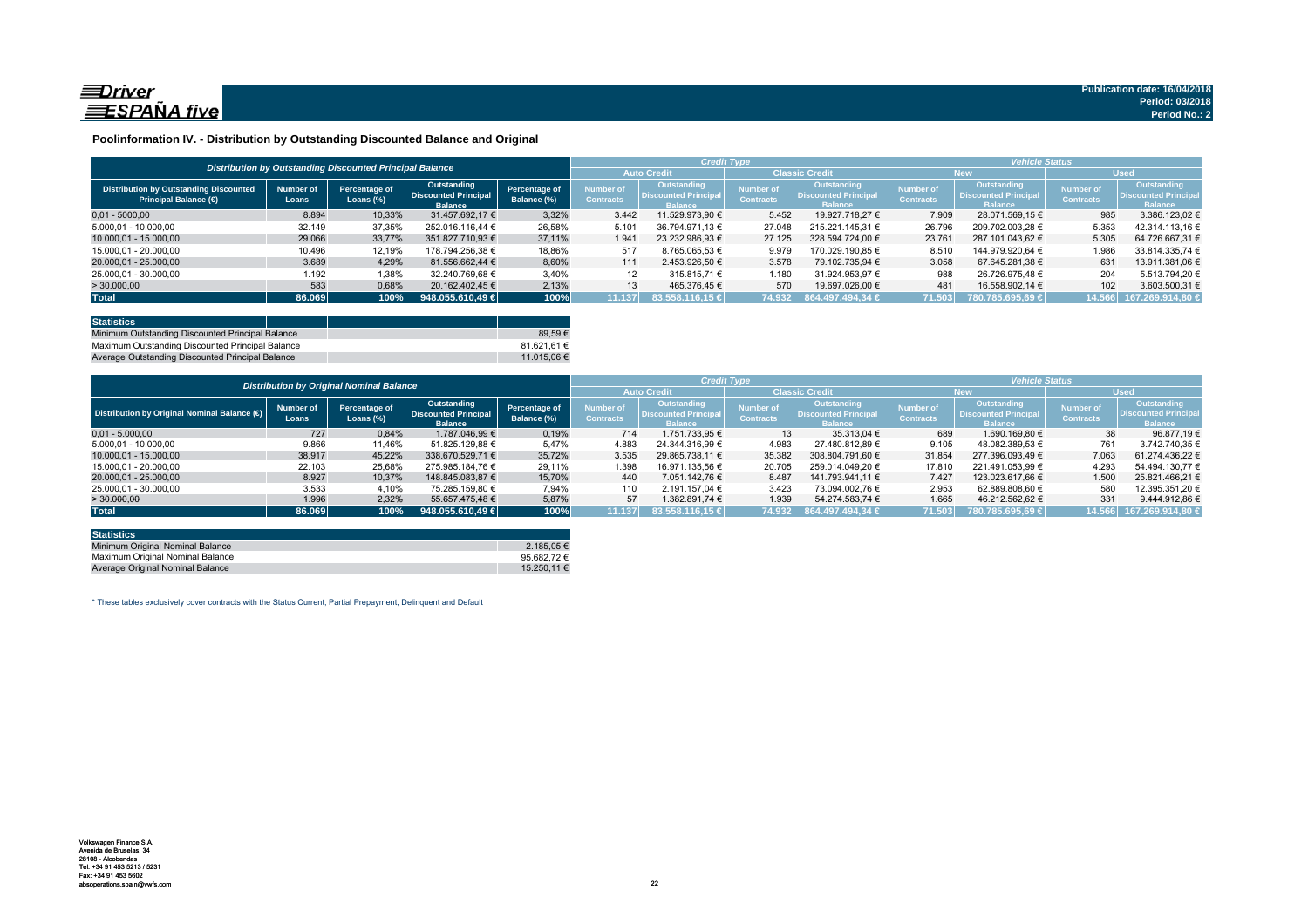# Poolinformation IV. - Distribution by Outstanding Discounted Balance and Original

| Distribution by Outstanding Discounted Principal Balance | | | | | Credit Type | | | | Vehicle Status | | | |
|---|---|---|---|---|---|---|---|---|---|---|---|---|
| | | | | | Auto Credit | | Classic Credit | | New | | Used | |
| Distribution by Outstanding Discounted Principal Balance (€) | Number of Loans | Percentage of Loans (%) | Outstanding Discounted Principal Balance | Percentage of Balance (%) | Number of Contracts | Outstanding Discounted Principal Balance | Number of Contracts | Outstanding Discounted Principal Balance | Number of Contracts | Outstanding Discounted Principal Balance | Number of Contracts | Outstanding Discounted Principal Balance |
| 0,01 - 5.000,00 | 8.894 | 10,33% | 31.457.692,17 € | 3,32% | 3.442 | 11.529.973,90 € | 5.452 | 19.927.718,27 € | 7.909 | 28.071.569,15 € | 985 | 3.386.123,02 € |
| 5.000,01 - 10.000,00 | 32.149 | 37,35% | 252.016.116,44 € | 26,58% | 5.101 | 36.794.971,13 € | 27.048 | 215.221.145,31 € | 26.796 | 209.702.003,28 € | 5.353 | 42.314.113,16 € |
| 10.000,01 - 15.000,00 | 29.066 | 33,77% | 351.827.710,93 € | 37,11% | 1.941 | 23.232.986,93 € | 27.125 | 328.594.724,00 € | 23.761 | 287.101.043,62 € | 5.305 | 64.726.667,31 € |
| 15.000,01 - 20.000,00 | 10.496 | 12,19% | 178.794.256,38 € | 18,86% | 517 | 8.765.065,53 € | 9.979 | 170.029.190,85 € | 8.510 | 144.979.920,64 € | 1.986 | 33.814.335,74 € |
| 20.000,01 - 25.000,00 | 3.689 | 4,29% | 81.556.662,44 € | 8,60% | 111 | 2.453.926,50 € | 3.578 | 79.102.735,94 € | 3.058 | 67.645.281,38 € | 631 | 13.911.381,06 € |
| 25.000,01 - 30.000,00 | 1.192 | 1,38% | 32.240.769,68 € | 3,40% | 12 | 315.815,71 € | 1.180 | 31.924.953,97 € | 988 | 26.726.975,48 € | 204 | 5.513.794,20 € |
| > 30.000,00 | 583 | 0,68% | 20.162.402,45 € | 2,13% | 13 | 465.376,45 € | 570 | 19.697.026,00 € | 481 | 16.558.902,14 € | 102 | 3.603.500,31 € |
| **Total** | **86.069** | **100%** | **948.055.610,49 €** | **100%** | **11.137** | **83.558.116,15 €** | **74.932** | **864.497.494,34 €** | **71.503** | **780.785.695,69 €** | **14.566** | **167.269.914,80 €** |

| Statistics | |
|---|---|
| Minimum Outstanding Discounted Principal Balance | 89,59 € |
| Maximum Outstanding Discounted Principal Balance | 81.621,61 € |
| Average Outstanding Discounted Principal Balance | 11.015,06 € |

| Distribution by Original Nominal Balance | | | | | Credit Type | | | | Vehicle Status | | | |
|---|---|---|---|---|---|---|---|---|---|---|---|---|
| | | | | | Auto Credit | | Classic Credit | | New | | Used | |
| Distribution by Original Nominal Balance (€) | Number of Loans | Percentage of Loans (%) | Outstanding Discounted Principal Balance | Percentage of Balance (%) | Number of Contracts | Outstanding Discounted Principal Balance | Number of Contracts | Outstanding Discounted Principal Balance | Number of Contracts | Outstanding Discounted Principal Balance | Number of Contracts | Outstanding Discounted Principal Balance |
| 0,01 - 5.000,00 | 727 | 0,84% | 1.787.046,99 € | 0,19% | 714 | 1.751.733,95 € | 13 | 35.313,04 € | 689 | 1.690.169,80 € | 38 | 96.877,19 € |
| 5.000,01 - 10.000,00 | 9.866 | 11,46% | 51.825.129,88 € | 5,47% | 4.883 | 24.344.316,99 € | 4.983 | 27.480.812,89 € | 9.105 | 48.082.389,53 € | 761 | 3.742.740,35 € |
| 10.000,01 - 15.000,00 | 38.917 | 45,22% | 338.670.529,71 € | 35,72% | 3.535 | 29.865.738,11 € | 35.382 | 308.804.791,60 € | 31.854 | 277.396.093,49 € | 7.063 | 61.274.436,22 € |
| 15.000,01 - 20.000,00 | 22.103 | 25,68% | 275.985.184,76 € | 29,11% | 1.398 | 16.971.135,56 € | 20.705 | 259.014.049,20 € | 17.810 | 221.491.053,99 € | 4.293 | 54.494.130,77 € |
| 20.000,01 - 25.000,00 | 8.927 | 10,37% | 148.845.083,87 € | 15,70% | 440 | 7.051.142,76 € | 8.487 | 141.793.941,11 € | 7.427 | 123.023.617,66 € | 1.500 | 25.821.466,21 € |
| 25.000,01 - 30.000,00 | 3.533 | 4,10% | 75.285.159,80 € | 7,94% | 110 | 2.191.157,04 € | 3.423 | 73.094.002,76 € | 2.953 | 62.889.808,60 € | 580 | 12.395.351,20 € |
| > 30.000,00 | 1.996 | 2,32% | 55.657.475,48 € | 5,87% | 57 | 1.382.891,74 € | 1.939 | 54.274.583,74 € | 1.665 | 46.212.562,62 € | 331 | 9.444.912,86 € |
| **Total** | **86.069** | **100%** | **948.055.610,49 €** | **100%** | **11.137** | **83.558.116,15 €** | **74.932** | **864.497.494,34 €** | **71.503** | **780.785.695,69 €** | **14.566** | **167.269.914,80 €** |

| Statistics | |
|---|---|
| Minimum Original Nominal Balance | 2.185,05 € |
| Maximum Original Nominal Balance | 95.682,72 € |
| Average Original Nominal Balance | 15.250,11 € |

* These tables exclusively cover contracts with the Status Current, Partial Prepayment, Delinquent and Default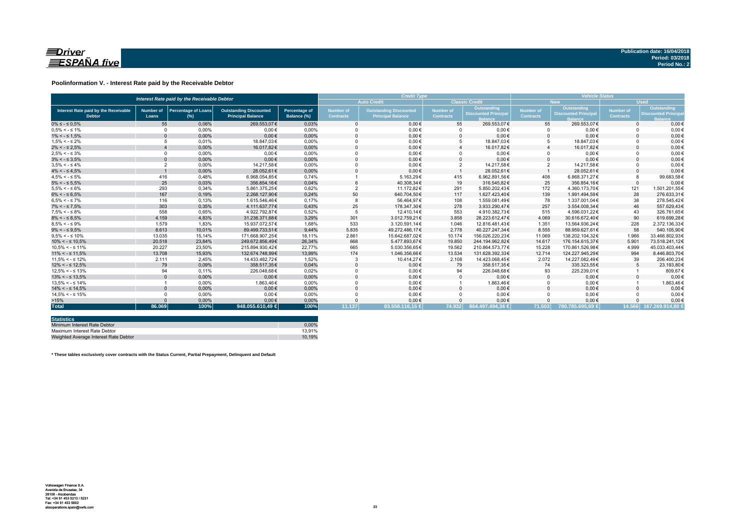Publication date: 16/04/2018
Period: 03/2018
Period No.: 2

## Poolinformation V. - Interest Rate paid by the Receivable Debtor

| Interest Rate paid by the Receivable Debtor | | | | | Credit Type | | | | Vehicle Status | | | |
|---|---|---|---|---|---|---|---|---|---|---|---|---|
| | | | | | Auto Credit | | Classic Credit | | New | | Used | |
| Interest Rate paid by the Receivable Debtor | Number of Loans | Percentage of Loans (%) | Outstanding Discounted Principal Balance | Percentage of Balance (%) | Number of Contracts | Outstanding Discounted Principal Balance | Number of Contracts | Outstanding Discounted Principal Balance | Number of Contracts | Outstanding Discounted Principal Balance | Number of Contracts | Outstanding Discounted Principal Balance |
| 0% ≤ - ≤ 0,5% | 55 | 0,06% | 269.553,07 € | 0,03% | 0 | 0,00 € | 55 | 269.553,07 € | 55 | 269.553,07 € | 0 | 0,00 € |
| 0,5% < - ≤ 1% | 0 | 0,00% | 0,00 € | 0,00% | 0 | 0,00 € | 0 | 0,00 € | 0 | 0,00 € | 0 | 0,00 € |
| 1% < - ≤ 1,5% | 0 | 0,00% | 0,00 € | 0,00% | 0 | 0,00 € | 0 | 0,00 € | 0 | 0,00 € | 0 | 0,00 € |
| 1,5% < - ≤ 2% | 5 | 0,01% | 18.847,03 € | 0,00% | 0 | 0,00 € | 5 | 18.847,03 € | 5 | 18.847,03 € | 0 | 0,00 € |
| 2% < - ≤ 2,5% | 4 | 0,00% | 16.017,82 € | 0,00% | 0 | 0,00 € | 4 | 16.017,82 € | 4 | 16.017,82 € | 0 | 0,00 € |
| 2,5% < - ≤ 3% | 0 | 0,00% | 0,00 € | 0,00% | 0 | 0,00 € | 0 | 0,00 € | 0 | 0,00 € | 0 | 0,00 € |
| 3% < - ≤ 3,5% | 0 | 0,00% | 0,00 € | 0,00% | 0 | 0,00 € | 0 | 0,00 € | 0 | 0,00 € | 0 | 0,00 € |
| 3,5% < - ≤ 4% | 2 | 0,00% | 14.217,58 € | 0,00% | 0 | 0,00 € | 2 | 14.217,58 € | 2 | 14.217,58 € | 0 | 0,00 € |
| 4% < - ≤ 4,5% | 1 | 0,00% | 28.052,61 € | 0,00% | 0 | 0,00 € | 1 | 28.052,61 € | 1 | 28.052,61 € | 0 | 0,00 € |
| 4,5% < - ≤ 5% | 416 | 0,48% | 6.968.054,85 € | 0,74% | 1 | 5.163,29 € | 415 | 6.962.891,56 € | 408 | 6.868.371,27 € | 8 | 99.683,58 € |
| 5% < - ≤ 5,5% | 25 | 0,03% | 356.854,16 € | 0,04% | 6 | 40.308,34 € | 19 | 316.545,82 € | 25 | 356.854,16 € | 0 | 0,00 € |
| 5,5% < - ≤ 6% | 293 | 0,34% | 5.861.375,25 € | 0,62% | 2 | 11.172,82 € | 291 | 5.850.202,43 € | 172 | 4.360.173,70 € | 121 | 1.501.201,55 € |
| 6% < - ≤ 6,5% | 167 | 0,19% | 2.268.127,90 € | 0,24% | 50 | 640.704,50 € | 117 | 1.627.423,40 € | 139 | 1.991.494,59 € | 28 | 276.633,31 € |
| 6,5% < - ≤ 7% | 116 | 0,13% | 1.615.546,46 € | 0,17% | 8 | 56.464,97 € | 108 | 1.559.081,49 € | 78 | 1.337.001,04 € | 38 | 278.545,42 € |
| 7% < - ≤ 7,5% | 303 | 0,35% | 4.111.637,77 € | 0,43% | 25 | 178.347,30 € | 278 | 3.933.290,47 € | 257 | 3.554.008,34 € | 46 | 557.629,43 € |
| 7,5% < - ≤ 8% | 558 | 0,65% | 4.922.792,87 € | 0,52% | 5 | 12.410,14 € | 553 | 4.910.382,73 € | 515 | 4.596.031,22 € | 43 | 326.761,65 € |
| 8% < - ≤ 8,5% | 4.159 | 4,83% | 31.236.371,68 € | 3,29% | 301 | 3.012.759,21 € | 3.858 | 28.223.612,47 € | 4.069 | 30.616.672,40 € | 90 | 619.699,28 € |
| 8,5% < - ≤ 9% | 1.579 | 1,83% | 15.937.072,57 € | 1,68% | 533 | 3.120.591,14 € | 1.046 | 12.816.481,43 € | 1.351 | 13.564.936,24 € | 228 | 2.372.136,33 € |
| 9% < - ≤ 9,5% | 8.613 | 10,01% | 89.499.733,51 € | 9,44% | 5.835 | 49.272.486,17 € | 2.778 | 40.227.247,34 € | 8.555 | 88.959.627,61 € | 58 | 540.105,90 € |
| 9,5% < - ≤ 10% | 13.035 | 15,14% | 171.668.907,25 € | 18,11% | 2.861 | 15.642.687,02 € | 10.174 | 156.026.220,23 € | 11.069 | 138.202.104,32 € | 1.966 | 33.466.802,93 € |
| 10% < - ≤ 10,5% | 20.518 | 23,84% | 249.672.856,49 € | 26,34% | 668 | 5.477.893,67 € | 19.850 | 244.194.962,82 € | 14.617 | 176.154.615,37 € | 5.901 | 73.518.241,12 € |
| 10,5% < - ≤ 11% | 20.227 | 23,50% | 215.894.930,42 € | 22,77% | 665 | 5.030.356,65 € | 19.562 | 210.864.573,77 € | 15.228 | 170.861.526,98 € | 4.999 | 45.033.403,44 € |
| 11% < - ≤ 11,5% | 13.708 | 15,93% | 132.674.748,99 € | 13,99% | 174 | 1.046.356,66 € | 13.534 | 131.628.392,33 € | 12.714 | 124.227.945,29 € | 994 | 8.446.803,70 € |
| 11,5% < - ≤ 12% | 2.111 | 2,45% | 14.433.482,72 € | 1,52% | 3 | 10.414,27 € | 2.108 | 14.423.068,45 € | 2.072 | 14.227.082,49 € | 39 | 206.400,23 € |
| 12% < - ≤ 12,5% | 79 | 0,09% | 358.517,35 € | 0,04% | 0 | 0,00 € | 79 | 358.517,35 € | 74 | 335.323,55 € | 5 | 23.193,80 € |
| 12,5% < - ≤ 13% | 94 | 0,11% | 226.048,68 € | 0,02% | 0 | 0,00 € | 94 | 226.048,68 € | 93 | 225.239,01 € | 1 | 809,67 € |
| 13% < - ≤ 13,5% | 0 | 0,00% | 0,00 € | 0,00% | 0 | 0,00 € | 0 | 0,00 € | 0 | 0,00 € | 0 | 0,00 € |
| 13,5% < - ≤ 14% | 1 | 0,00% | 1.863,46 € | 0,00% | 0 | 0,00 € | 1 | 1.863,46 € | 0 | 0,00 € | 1 | 1.863,46 € |
| 14% < - ≤ 14,5% | 0 | 0,00% | 0,00 € | 0,00% | 0 | 0,00 € | 0 | 0,00 € | 0 | 0,00 € | 0 | 0,00 € |
| 14,5% < - ≤ 15% | 0 | 0,00% | 0,00 € | 0,00% | 0 | 0,00 € | 0 | 0,00 € | 0 | 0,00 € | 0 | 0,00 € |
| >15% | 0 | 0,00% | 0,00 € | 0,00% | 0 | 0,00 € | 0 | 0,00 € | 0 | 0,00 € | 0 | 0,00 € |
| **Total** | **86.069** | **100%** | **948.055.610,49 €** | **100%** | **11.137** | **83.558.116,15 €** | **74.932** | **864.497.494,34 €** | **71.503** | **780.785.695,69 €** | **14.566** | **167.269.914,80 €** |

| Statistics | |
|---|---|
| Minimum Interest Rate Debtor | 0,00% |
| Maximum Interest Rate Debtor | 13,91% |
| Weighted Average Interest Rate Debtor | 10,19% |

**\* These tables exclusively cover contracts with the Status Current, Partial Prepayment, Delinquent and Default**

Volkswagen Finance S.A.
Avenida de Bruselas, 34
28108 - Alcobendas
Tel: +34 91 453 5213 / 5231
Fax: +34 91 453 5602
absoperations.spain@vwfs.com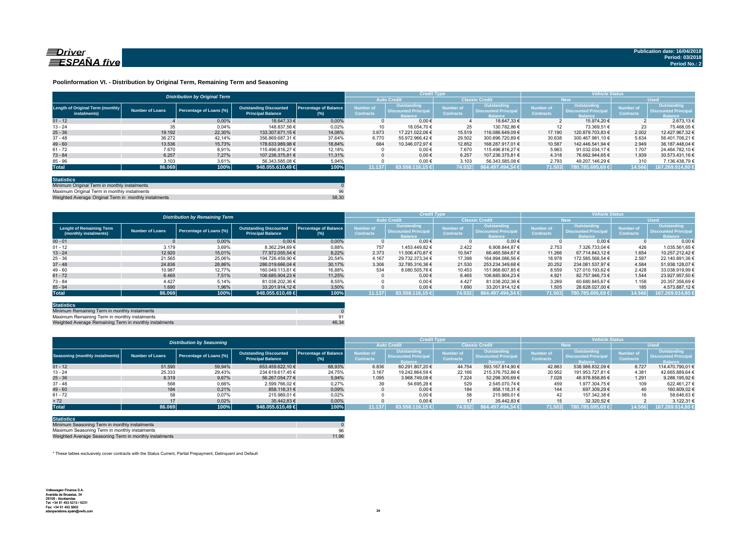# Poolinformation VI. - Distribution by Original Term, Remaining Term and Seasoning

| Distribution by Original Term | | | | | Credit Type | | | | Vehicle Status | | | |
|---|---|---|---|---|---|---|---|---|---|---|---|---|
| | | | | | Auto Credit | | Classic Credit | | New | | Used | |
| Length of Original Term (monthly instalments) | Number of Loans | Percentage of Loans (%) | Outstanding Discounted Principal Balance | Percentage of Balance (%) | Number of Contracts | Outstanding Discounted Principal Balance | Number of Contracts | Outstanding Discounted Principal Balance | Number of Contracts | Outstanding Discounted Principal Balance | Number of Contracts | Outstanding Discounted Principal Balance |
| 01 - 12 | 4 | 0,00% | 18.647,33 € | 0,00% | 0 | 0,00 € | 4 | 18.647,33 € | 2 | 15.974,20 € | 2 | 2.673,13 € |
| 13 - 24 | 35 | 0,04% | 148.837,56 € | 0,02% | 10 | 18.054,70 € | 25 | 130.782,86 € | 12 | 73.369,51 € | 23 | 75.468,05 € |
| 25 - 36 | 19.192 | 22,30% | 133.307.671,15 € | 14,06% | 3.673 | 17.221.022,06 € | 15.519 | 116.086.649,09 € | 17.190 | 120.879.703,83 € | 2.002 | 12.427.967,32 € |
| 37 - 48 | 36.272 | 42,14% | 356.869.687,31 € | 37,64% | 6.770 | 55.972.966,42 € | 29.502 | 300.896.720,89 € | 30.638 | 300.467.981,10 € | 5.634 | 56.401.706,21 € |
| 49 - 60 | 13.536 | 15,73% | 178.633.989,98 € | 18,84% | 684 | 10.346.072,97 € | 12.852 | 168.287.917,01 € | 10.587 | 142.446.541,94 € | 2.949 | 36.187.448,04 € |
| 61 - 72 | 7.670 | 8,91% | 115.496.816,27 € | 12,18% | 0 | 0,00 € | 7.670 | 115.496.816,27 € | 5.963 | 91.032.034,17 € | 1.707 | 24.464.782,10 € |
| 73 - 84 | 6.257 | 7,27% | 107.236.375,81 € | 11,31% | 0 | 0,00 € | 6.257 | 107.236.375,81 € | 4.318 | 76.662.944,65 € | 1.939 | 30.573.431,16 € |
| 85 - 96 | 3.103 | 3,61% | 56.343.585,08 € | 5,94% | 0 | 0,00 € | 3.103 | 56.343.585,08 € | 2.793 | 49.207.146,29 € | 310 | 7.136.438,79 € |
| **Total** | **86.069** | **100%** | **948.055.610,49 €** | **100%** | **11.137** | **83.558.116,15 €** | **74.932** | **864.497.494,34 €** | **71.503** | **780.785.695,69 €** | **14.566** | **167.269.914,80 €** |

| Statistics | |
|---|---|
| Minimum Original Term in monthly instalments | 0 |
| Maximum Original Term in monthly instalments | 96 |
| Weighted Average Original Term in monthly instalments | 58,30 |

| Distribution by Remaining Term | | | | | Credit Type | | | | Vehicle Status | | | |
|---|---|---|---|---|---|---|---|---|---|---|---|---|
| | | | | | Auto Credit | | Classic Credit | | New | | Used | |
| Lenght of Remaining Term (monthly instalments) | Number of Loans | Percentage of Loans (%) | Outstanding Discounted Principal Balance | Percentage of Balance (%) | Number of Contracts | Outstanding Discounted Principal Balance | Number of Contracts | Outstanding Discounted Principal Balance | Number of Contracts | Outstanding Discounted Principal Balance | Number of Contracts | Outstanding Discounted Principal Balance |
| 00 - 01 | 0 | 0,00% | 0,00 € | 0,00% | 0 | 0,00 € | 0 | 0,00 € | 0 | 0,00 € | 0 | 0,00 € |
| 01 - 12 | 3.179 | 3,69% | 8.362.294,69 € | 0,88% | 757 | 1.453.449,82 € | 2.422 | 6.908.844,87 € | 2.753 | 7.326.733,04 € | 426 | 1.035.561,65 € |
| 13 - 24 | 12.920 | 15,01% | 77.972.055,54 € | 8,22% | 2.373 | 11.506.470,87 € | 10.547 | 66.465.584,67 € | 11.266 | 67.714.843,12 € | 1.654 | 10.257.212,42 € |
| 25 - 36 | 21.565 | 25,06% | 194.726.459,90 € | 20,54% | 4.167 | 29.732.373,34 € | 17.398 | 164.994.086,56 € | 18.978 | 172.585.568,54 € | 2.587 | 22.140.891,36 € |
| 37 - 48 | 24.836 | 28,86% | 286.019.666,04 € | 30,17% | 3.306 | 32.785.316,36 € | 21.530 | 253.234.349,68 € | 20.252 | 234.081.537,97 € | 4.584 | 51.938.128,07 € |
| 49 - 60 | 10.987 | 12,77% | 160.049.113,61 € | 16,88% | 534 | 8.080.505,76 € | 10.453 | 151.968.607,85 € | 8.559 | 127.010.193,62 € | 2.428 | 33.038.919,99 € |
| 61 - 72 | 6.465 | 7,51% | 106.685.904,23 € | 11,25% | 0 | 0,00 € | 6.465 | 106.685.904,23 € | 4.921 | 82.757.946,73 € | 1.544 | 23.927.957,50 € |
| 73 - 84 | 4.427 | 5,14% | 81.038.202,36 € | 8,55% | 0 | 0,00 € | 4.427 | 81.038.202,36 € | 3.269 | 60.680.845,67 € | 1.158 | 20.357.356,69 € |
| 85 - 94 | 1.690 | 1,96% | 33.201.914,12 € | 3,50% | 0 | 0,00 € | 1.690 | 33.201.914,12 € | 1.505 | 28.628.027,00 € | 185 | 4.573.887,12 € |
| **Total** | **86.069** | **100%** | **948.055.610,49 €** | **100%** | **11.137** | **83.558.116,15 €** | **74.932** | **864.497.494,34 €** | **71.503** | **780.785.695,69 €** | **14.566** | **167.269.914,80 €** |

| Statistics | |
|---|---|
| Minimum Remaining Term in monthly instalments | 0 |
| Maximum Remaining Term in monthly instalments | 91 |
| Weighted Average Remaining Term in monthly instalments | 46,34 |

| Distribution by Seasoning | | | | | Credit Type | | | | Vehicle Status | | | |
|---|---|---|---|---|---|---|---|---|---|---|---|---|
| | | | | | Auto Credit | | Classic Credit | | New | | Used | |
| Seasoning (monthly instalments) | Number of Loans | Percentage of Loans (%) | Outstanding Discounted Principal Balance | Percentage of Balance (%) | Number of Contracts | Outstanding Discounted Principal Balance | Number of Contracts | Outstanding Discounted Principal Balance | Number of Contracts | Outstanding Discounted Principal Balance | Number of Contracts | Outstanding Discounted Principal Balance |
| 01 - 12 | 51.590 | 59,94% | 653.459.622,10 € | 68,93% | 6.836 | 60.291.807,20 € | 44.754 | 593.167.814,90 € | 42.863 | 538.988.832,09 € | 8.727 | 114.470.790,01 € |
| 13 - 24 | 25.333 | 29,43% | 234.619.617,45 € | 24,75% | 3.167 | 19.242.864,59 € | 22.166 | 215.376.752,86 € | 20.952 | 191.953.727,81 € | 4.381 | 42.665.889,64 € |
| 25 - 36 | 8.319 | 9,67% | 56.267.054,77 € | 5,94% | 1.095 | 3.968.749,08 € | 7.224 | 52.298.305,69 € | 7.028 | 46.978.858,85 € | 1.291 | 9.288.195,92 € |
| 37 - 48 | 568 | 0,66% | 2.599.766,02 € | 0,27% | 39 | 54.695,28 € | 529 | 2.545.070,74 € | 459 | 1.977.304,75 € | 109 | 622.461,27 € |
| 49 - 60 | 184 | 0,21% | 858.118,31 € | 0,09% | 0 | 0,00 € | 184 | 858.118,31 € | 144 | 697.309,29 € | 40 | 160.809,02 € |
| 61 - 72 | 58 | 0,07% | 215.989,01 € | 0,02% | 0 | 0,00 € | 58 | 215.989,01 € | 42 | 157.342,38 € | 16 | 58.646,63 € |
| > 72 | 17 | 0,02% | 35.442,83 € | 0,00% | 0 | 0,00 € | 17 | 35.442,83 € | 15 | 32.320,52 € | 2 | 3.122,31 € |
| **Total** | **86.069** | **100%** | **948.055.610,49 €** | **100%** | **11.137** | **83.558.116,15 €** | **74.932** | **864.497.494,34 €** | **71.503** | **780.785.695,69 €** | **14.566** | **167.269.914,80 €** |

| Statistics | |
|---|---|
| Minimum Seasoning Term in monthly instalments | 0 |
| Maximum Seasoning Term in monthly instalments | 96 |
| Weighted Average Seasoning Term in monthly instalments | 11,96 |

* These tables exclusively cover contracts with the Status Current, Partial Prepayment, Delinquent and Default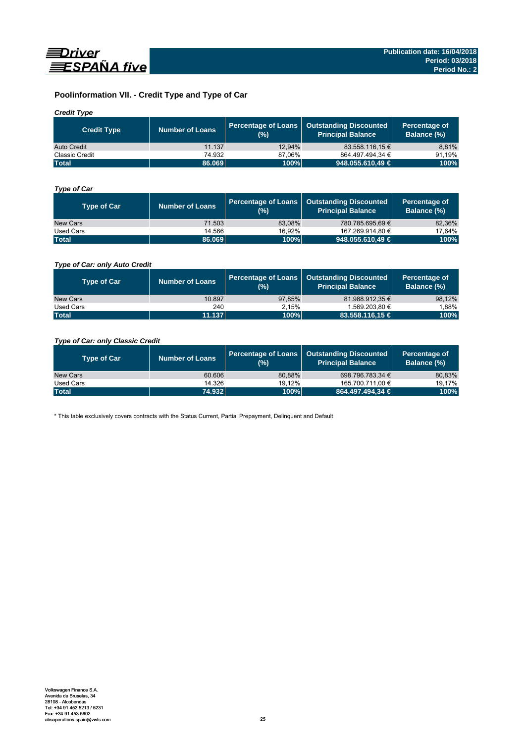## Poolinformation VII. - Credit Type and Type of Car

### *Credit Type*

| Credit Type | Number of Loans | Percentage of Loans (%) | Outstanding Discounted Principal Balance | Percentage of Balance (%) |
|---|---|---|---|---|
| Auto Credit | 11.137 | 12,94% | 83.558.116,15 € | 8,81% |
| Classic Credit | 74.932 | 87,06% | 864.497.494,34 € | 91,19% |
| **Total** | **86.069** | **100%** | **948.055.610,49 €** | **100%** |

### *Type of Car*

| Type of Car | Number of Loans | Percentage of Loans (%) | Outstanding Discounted Principal Balance | Percentage of Balance (%) |
|---|---|---|---|---|
| New Cars | 71.503 | 83,08% | 780.785.695,69 € | 82,36% |
| Used Cars | 14.566 | 16,92% | 167.269.914,80 € | 17,64% |
| **Total** | **86.069** | **100%** | **948.055.610,49 €** | **100%** |

### *Type of Car: only Auto Credit*

| Type of Car | Number of Loans | Percentage of Loans (%) | Outstanding Discounted Principal Balance | Percentage of Balance (%) |
|---|---|---|---|---|
| New Cars | 10.897 | 97,85% | 81.988.912,35 € | 98,12% |
| Used Cars | 240 | 2,15% | 1.569.203,80 € | 1,88% |
| **Total** | **11.137** | **100%** | **83.558.116,15 €** | **100%** |

### *Type of Car: only Classic Credit*

| Type of Car | Number of Loans | Percentage of Loans (%) | Outstanding Discounted Principal Balance | Percentage of Balance (%) |
|---|---|---|---|---|
| New Cars | 60.606 | 80,88% | 698.796.783,34 € | 80,83% |
| Used Cars | 14.326 | 19,12% | 165.700.711,00 € | 19,17% |
| **Total** | **74.932** | **100%** | **864.497.494,34 €** | **100%** |

* This table exclusively covers contracts with the Status Current, Partial Prepayment, Delinquent and Default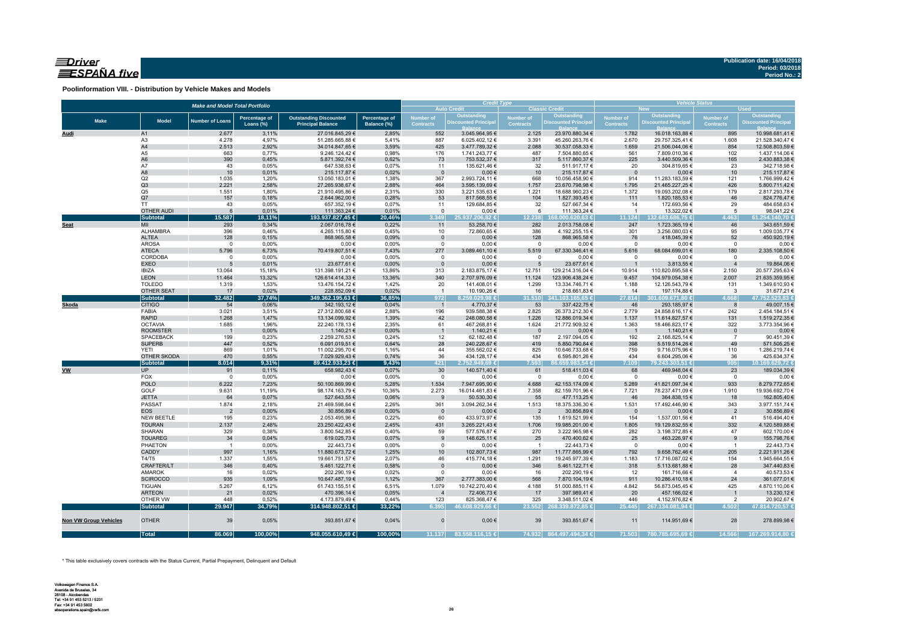Publication date: 16/04/2018
Period: 03/2018
Period No.: 2

**Poolinformation VIII. - Distribution by Vehicle Makes and Models**

| Make and Model Total Portfolio | | | | | | Credit Type | | | | Vehicle Status | | | |
|---|---|---|---|---|---|---|---|---|---|---|---|---|---|
| | | | | | | Auto Credit | | Classic Credit | | New | | Used | |
| Make | Model | Number of Loans | Percentage of Loans (%) | Outstanding Discounted Principal Balance | Percentage of Balance (%) | Number of Contracts | Outstanding Discounted Principal Balance | Number of Contracts | Outstanding Discounted Principal Balance | Number of Contracts | Outstanding Discounted Principal Balance | Number of Contracts | Outstanding Discounted Principal Balance |
| **Audi** | A1 | 2.677 | 3,11% | 27.016.845,29 € | 2,85% | 552 | 3.045.964,95 € | 2.125 | 23.970.880,34 € | 1.782 | 16.018.163,88 € | 895 | 10.998.681,41 € |
| | A3 | 4.278 | 4,97% | 51.285.665,88 € | 5,41% | 887 | 6.025.402,12 € | 3.391 | 45.260.263,76 € | 2.670 | 29.757.325,41 € | 1.608 | 21.528.340,47 € |
| | A4 | 2.513 | 2,92% | 34.014.847,65 € | 3,59% | 425 | 3.477.789,32 € | 2.088 | 30.537.058,33 € | 1.659 | 21.506.044,06 € | 854 | 12.508.803,59 € |
| | A5 | 663 | 0,77% | 9.246.124,42 € | 0,98% | 176 | 1.741.243,77 € | 487 | 7.504.880,65 € | 561 | 7.809.010,36 € | 102 | 1.437.114,06 € |
| | A6 | 390 | 0,45% | 5.871.392,74 € | 0,62% | 73 | 753.532,37 € | 317 | 5.117.860,37 € | 225 | 3.440.509,36 € | 165 | 2.430.883,38 € |
| | A7 | 43 | 0,05% | 647.538,63 € | 0,07% | 11 | 135.621,46 € | 32 | 511.917,17 € | 20 | 304.819,65 € | 23 | 342.718,98 € |
| | A8 | 10 | 0,01% | 215.117,87 € | 0,02% | 0 | 0,00 € | 10 | 215.117,87 € | 0 | 0,00 € | 10 | 215.117,87 € |
| | Q2 | 1.035 | 1,20% | 13.050.183,01 € | 1,38% | 367 | 2.993.724,11 € | 668 | 10.056.458,90 € | 914 | 11.283.183,59 € | 121 | 1.766.999,42 € |
| | Q3 | 2.221 | 2,58% | 27.265.938,67 € | 2,88% | 464 | 3.595.139,69 € | 1.757 | 23.670.798,98 € | 1.795 | 21.465.227,25 € | 426 | 5.800.711,42 € |
| | Q5 | 1.551 | 1,80% | 21.910.495,86 € | 2,31% | 330 | 3.221.535,63 € | 1.221 | 18.688.960,23 € | 1.372 | 19.093.202,08 € | 179 | 2.817.293,78 € |
| | Q7 | 157 | 0,18% | 2.644.962,00 € | 0,28% | 53 | 817.568,55 € | 104 | 1.827.393,45 € | 111 | 1.820.185,53 € | 46 | 824.776,47 € |
| | TT | 43 | 0,05% | 657.352,19 € | 0,07% | 11 | 129.684,85 € | 32 | 527.667,34 € | 14 | 172.693,56 € | 29 | 484.658,63 € |
| | OTHER AUDI | 6 | 0,01% | 111.363,24 € | 0,01% | 0 | 0,00 € | 6 | 111.363,24 € | 1 | 13.322,02 € | 5 | 98.041,22 € |
| | **Subtotal** | **15.587** | **18,11%** | **193.937.827,45 €** | **20,46%** | **3.349** | **25.937.206,82 €** | **12.238** | **168.000.620,63 €** | **11.124** | **132.683.686,75 €** | **4.463** | **61.254.140,70 €** |
| **Seat** | MII | 293 | 0,34% | 2.067.016,78 € | 0,22% | 11 | 53.258,70 € | 282 | 2.013.758,08 € | 247 | 1.723.365,19 € | 46 | 343.651,59 € |
| | ALHAMBRA | 396 | 0,46% | 4.265.115,80 € | 0,45% | 10 | 72.860,65 € | 386 | 4.192.255,15 € | 301 | 3.256.080,03 € | 95 | 1.009.035,77 € |
| | ALTEA | 128 | 0,15% | 868.965,58 € | 0,09% | 0 | 0,00 € | 128 | 868.965,58 € | 76 | 418.045,39 € | 52 | 450.920,19 € |
| | AROSA | 0 | 0,00% | 0,00 € | 0,00% | 0 | 0,00 € | 0 | 0,00 € | 0 | 0,00 € | 0 | 0,00 € |
| | ATECA | 5.796 | 6,73% | 70.419.807,51 € | 7,43% | 277 | 3.089.461,10 € | 5.519 | 67.330.346,41 € | 5.616 | 68.084.699,01 € | 180 | 2.335.108,50 € |
| | CORDOBA | 0 | 0,00% | 0,00 € | 0,00% | 0 | 0,00 € | 0 | 0,00 € | 0 | 0,00 € | 0 | 0,00 € |
| | EXEO | 5 | 0,01% | 23.677,61 € | 0,00% | 0 | 0,00 € | 5 | 23.677,61 € | 1 | 3.813,55 € | 4 | 19.864,06 € |
| | IBIZA | 13.064 | 15,18% | 131.398.191,21 € | 13,86% | 313 | 2.183.875,17 € | 12.751 | 129.214.316,04 € | 10.914 | 110.820.895,58 € | 2.150 | 20.577.295,63 € |
| | LEON | 11.464 | 13,32% | 126.614.414,33 € | 13,36% | 340 | 2.707.976,09 € | 11.124 | 123.906.438,24 € | 9.457 | 104.979.054,38 € | 2.007 | 21.635.359,95 € |
| | TOLEDO | 1.319 | 1,53% | 13.476.154,72 € | 1,42% | 20 | 141.408,01 € | 1.299 | 13.334.746,71 € | 1.188 | 12.126.543,79 € | 131 | 1.349.610,93 € |
| | OTHER SEAT | 17 | 0,02% | 228.852,09 € | 0,02% | 1 | 10.190,26 € | 16 | 218.661,83 € | 14 | 197.174,88 € | 3 | 31.677,21 € |
| | **Subtotal** | **32.482** | **37,74%** | **349.362.195,63 €** | **36,85%** | **972** | **8.259.029,98 €** | **31.510** | **341.103.165,65 €** | **27.814** | **301.609.671,80 €** | **4.668** | **47.752.523,83 €** |
| **Skoda** | CITIGO | 54 | 0,06% | 342.193,12 € | 0,04% | 1 | 4.770,37 € | 53 | 337.422,75 € | 46 | 293.185,97 € | 8 | 49.007,15 € |
| | FABIA | 3.021 | 3,51% | 27.312.800,68 € | 2,88% | 196 | 939.588,38 € | 2.825 | 26.373.212,30 € | 2.779 | 24.858.616,17 € | 242 | 2.454.184,51 € |
| | RAPID | 1.268 | 1,47% | 13.134.099,92 € | 1,39% | 42 | 248.080,58 € | 1.226 | 12.886.019,34 € | 1.137 | 11.614.827,57 € | 131 | 1.519.272,35 € |
| | OCTAVIA | 1.685 | 1,96% | 22.240.178,13 € | 2,35% | 61 | 467.268,81 € | 1.624 | 21.772.909,32 € | 1.363 | 18.466.823,17 € | 322 | 3.773.354,96 € |
| | ROOMSTER | 1 | 0,00% | 1.140,21 € | 0,00% | 1 | 1.140,21 € | 0 | 0,00 € | 1 | 1.140,21 € | 0 | 0,00 € |
| | SPACEBACK | 199 | 0,23% | 2.259.276,53 € | 0,24% | 12 | 62.182,48 € | 187 | 2.197.094,05 € | 192 | 2.168.825,14 € | 7 | 90.451,39 € |
| | SUPERB | 447 | 0,52% | 6.091.019,51 € | 0,64% | 28 | 240.228,67 € | 419 | 5.850.790,84 € | 398 | 5.519.514,26 € | 49 | 571.505,25 € |
| | YETI | 869 | 1,01% | 11.002.295,70 € | 1,16% | 44 | 355.562,02 € | 825 | 10.646.733,68 € | 759 | 9.716.075,96 € | 110 | 1.286.219,74 € |
| | OTHER SKODA | 470 | 0,55% | 7.029.929,43 € | 0,74% | 36 | 434.128,17 € | 434 | 6.595.801,26 € | 434 | 6.604.295,06 € | 36 | 425.634,37 € |
| | **Subtotal** | **8.014** | **9,31%** | **89.412.933,23 €** | **9,43%** | **421** | **2.752.949,69 €** | **7.593** | **86.659.983,54 €** | **7.109** | **79.243.303,51 €** | **905** | **10.169.629,72 €** |
| **VW** | UP | 91 | 0,11% | 658.982,43 € | 0,07% | 30 | 140.571,40 € | 61 | 518.411,03 € | 68 | 469.948,04 € | 23 | 189.034,39 € |
| | FOX | 0 | 0,00% | 0,00 € | 0,00% | 0 | 0,00 € | 0 | 0,00 € | 0 | 0,00 € | 0 | 0,00 € |
| | POLO | 6.222 | 7,23% | 50.100.869,99 € | 5,28% | 1.534 | 7.947.695,90 € | 4.688 | 42.153.174,09 € | 5.289 | 41.821.097,34 € | 933 | 8.279.772,65 € |
| | GOLF | 9.631 | 11,19% | 98.174.163,79 € | 10,36% | 2.273 | 16.014.461,83 € | 7.358 | 82.159.701,96 € | 7.721 | 78.237.471,09 € | 1.910 | 19.936.692,70 € |
| | JETTA | 64 | 0,07% | 527.643,55 € | 0,06% | 9 | 50.530,30 € | 55 | 477.113,25 € | 46 | 364.838,15 € | 18 | 162.805,40 € |
| | PASSAT | 1.874 | 2,18% | 21.469.598,64 € | 2,26% | 361 | 3.094.262,34 € | 1.513 | 18.375.336,30 € | 1.531 | 17.492.446,90 € | 343 | 3.977.151,74 € |
| | EOS | 2 | 0,00% | 30.856,89 € | 0,00% | 0 | 0,00 € | 2 | 30.856,89 € | 0 | 0,00 € | 2 | 30.856,89 € |
| | NEW BEETLE | 195 | 0,23% | 2.053.495,96 € | 0,22% | 60 | 433.973,97 € | 135 | 1.619.521,99 € | 154 | 1.537.001,56 € | 41 | 516.494,40 € |
| | TOURAN | 2.137 | 2,48% | 23.250.422,43 € | 2,45% | 431 | 3.265.221,43 € | 1.706 | 19.985.201,00 € | 1.805 | 19.129.832,55 € | 332 | 4.120.589,88 € |
| | SHARAN | 329 | 0,38% | 3.800.542,85 € | 0,40% | 59 | 577.576,87 € | 270 | 3.222.965,98 € | 282 | 3.198.372,85 € | 47 | 602.170,00 € |
| | TOUAREG | 34 | 0,04% | 619.025,73 € | 0,07% | 9 | 148.625,11 € | 25 | 470.400,62 € | 25 | 463.226,97 € | 9 | 155.798,76 € |
| | PHAETON | 1 | 0,00% | 22.443,73 € | 0,00% | 0 | 0,00 € | 1 | 22.443,73 € | 0 | 0,00 € | 1 | 22.443,73 € |
| | CADDY | 997 | 1,16% | 11.880.673,72 € | 1,25% | 10 | 102.807,73 € | 987 | 11.777.865,99 € | 792 | 9.658.762,46 € | 205 | 2.221.911,26 € |
| | T4/T5 | 1.337 | 1,55% | 19.661.751,57 € | 2,07% | 46 | 415.774,18 € | 1.291 | 19.245.977,39 € | 1.183 | 17.716.087,02 € | 154 | 1.945.664,55 € |
| | CRAFTER/LT | 346 | 0,40% | 5.461.122,71 € | 0,58% | 0 | 0,00 € | 346 | 5.461.122,71 € | 318 | 5.113.681,88 € | 28 | 347.440,83 € |
| | AMAROK | 16 | 0,02% | 202.290,19 € | 0,02% | 0 | 0,00 € | 16 | 202.290,19 € | 12 | 161.716,66 € | 4 | 40.573,53 € |
| | SCIROCCO | 935 | 1,09% | 10.647.487,19 € | 1,12% | 367 | 2.777.383,00 € | 568 | 7.870.104,19 € | 911 | 10.286.410,18 € | 24 | 361.077,01 € |
| | TIGUAN | 5.267 | 6,12% | 61.743.155,51 € | 6,51% | 1.079 | 10.742.270,40 € | 4.188 | 51.000.885,11 € | 4.842 | 56.873.045,45 € | 425 | 4.870.110,06 € |
| | ARTEON | 21 | 0,02% | 470.396,14 € | 0,05% | 4 | 72.406,73 € | 17 | 397.989,41 € | 20 | 457.166,02 € | 1 | 13.230,12 € |
| | OTHER VW | 448 | 0,52% | 4.173.879,49 € | 0,44% | 123 | 825.368,47 € | 325 | 3.348.511,02 € | 446 | 4.152.976,82 € | 2 | 20.902,67 € |
| | **Subtotal** | **29.947** | **34,79%** | **314.948.802,51 €** | **33,22%** | **6.395** | **46.608.929,66 €** | **23.552** | **268.339.872,85 €** | **25.445** | **267.134.081,94 €** | **4.502** | **47.814.720,57 €** |
| **Non VW Group Vehicles** | OTHER | 39 | 0,05% | 393.851,67 € | 0,04% | 0 | 0,00 € | 39 | 393.851,67 € | 11 | 114.951,69 € | 28 | 278.899,98 € |
| | **Total** | **86.069** | **100,00%** | **948.055.610,49 €** | **100,00%** | **11.137** | **83.558.116,15 €** | **74.932** | **864.497.494,34 €** | **71.503** | **780.785.695,69 €** | **14.566** | **167.269.914,80 €** |

\* This table exclusively covers contracts with the Status Current, Partial Prepayment, Delinquent and Default

Volkswagen Finance S.A.
Avenida de Bruselas, 34
28108 - Alcobendas
Tel: +34 91 453 5213 / 5231
Fax: +34 91 453 5602
absoperations.spain@vwfs.com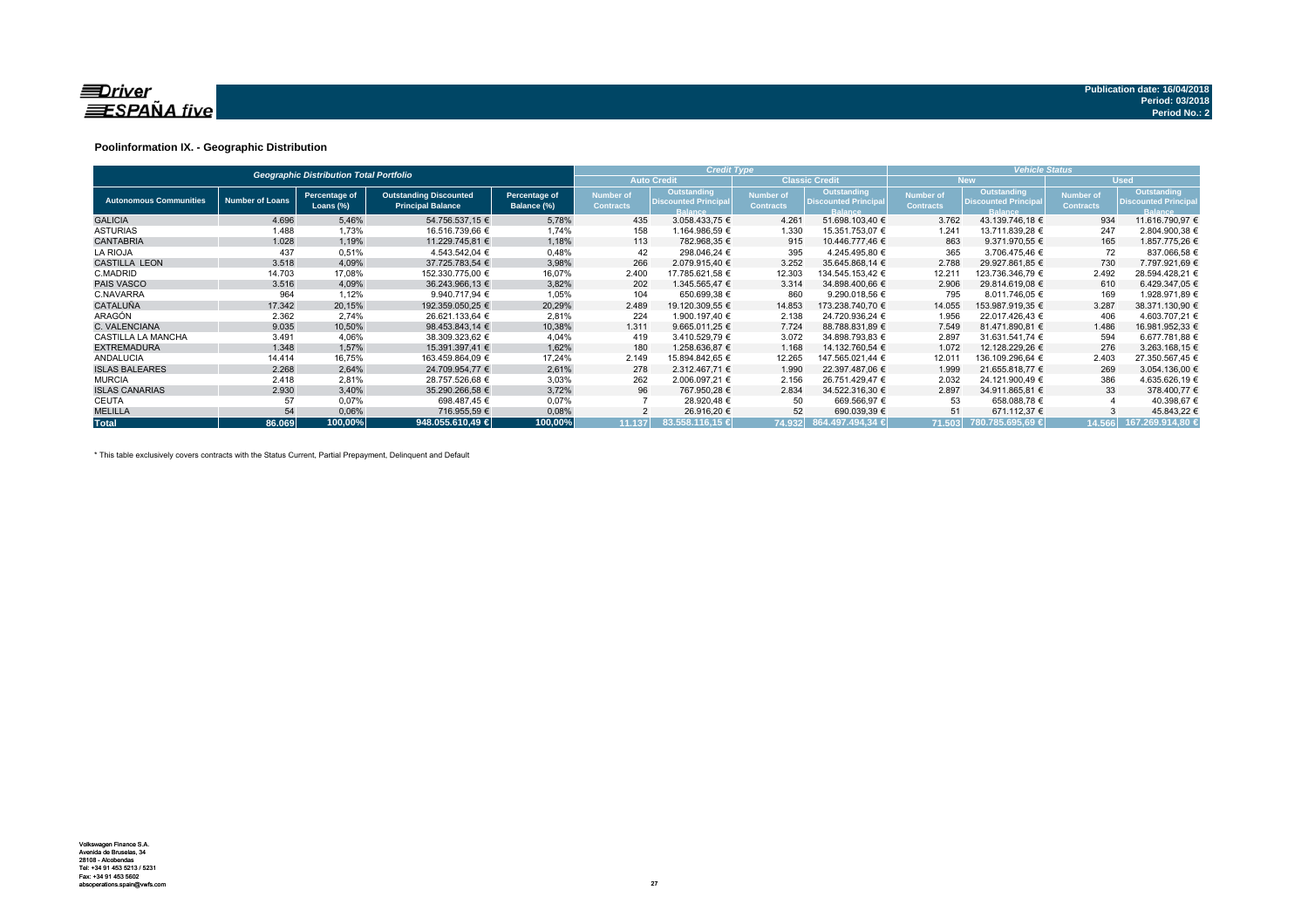Publication date: 16/04/2018
Period: 03/2018
Period No.: 2

## Poolinformation IX. - Geographic Distribution

| Geographic Distribution Total Portfolio | | | | | Credit Type | | | | Vehicle Status | | | |
|---|---|---|---|---|---|---|---|---|---|---|---|---|
| | | | | | Auto Credit | | Classic Credit | | New | | Used | |
| Autonomous Communities | Number of Loans | Percentage of Loans (%) | Outstanding Discounted Principal Balance | Percentage of Balance (%) | Number of Contracts | Outstanding Discounted Principal Balance | Number of Contracts | Outstanding Discounted Principal Balance | Number of Contracts | Outstanding Discounted Principal Balance | Number of Contracts | Outstanding Discounted Principal Balance |
| GALICIA | 4.696 | 5,46% | 54.756.537,15 € | 5,78% | 435 | 3.058.433,75 € | 4.261 | 51.698.103,40 € | 3.762 | 43.139.746,18 € | 934 | 11.616.790,97 € |
| ASTURIAS | 1.488 | 1,73% | 16.516.739,66 € | 1,74% | 158 | 1.164.986,59 € | 1.330 | 15.351.753,07 € | 1.241 | 13.711.839,28 € | 247 | 2.804.900,38 € |
| CANTABRIA | 1.028 | 1,19% | 11.229.745,81 € | 1,18% | 113 | 782.968,35 € | 915 | 10.446.777,46 € | 863 | 9.371.970,55 € | 165 | 1.857.775,26 € |
| LA RIOJA | 437 | 0,51% | 4.543.542,04 € | 0,48% | 42 | 298.046,24 € | 395 | 4.245.495,80 € | 365 | 3.706.475,46 € | 72 | 837.066,58 € |
| CASTILLA LEON | 3.518 | 4,09% | 37.725.783,54 € | 3,98% | 266 | 2.079.915,40 € | 3.252 | 35.645.868,14 € | 2.788 | 29.927.861,85 € | 730 | 7.797.921,69 € |
| C.MADRID | 14.703 | 17,08% | 152.330.775,00 € | 16,07% | 2.400 | 17.785.621,58 € | 12.303 | 134.545.153,42 € | 12.211 | 123.736.346,79 € | 2.492 | 28.594.428,21 € |
| PAIS VASCO | 3.516 | 4,09% | 36.243.966,13 € | 3,82% | 202 | 1.345.565,47 € | 3.314 | 34.898.400,66 € | 2.906 | 29.814.619,08 € | 610 | 6.429.347,05 € |
| C.NAVARRA | 964 | 1,12% | 9.940.717,94 € | 1,05% | 104 | 650.699,38 € | 860 | 9.290.018,56 € | 795 | 8.011.746,05 € | 169 | 1.928.971,89 € |
| CATALUÑA | 17.342 | 20,15% | 192.359.050,25 € | 20,29% | 2.489 | 19.120.309,55 € | 14.853 | 173.238.740,70 € | 14.055 | 153.987.919,35 € | 3.287 | 38.371.130,90 € |
| ARAGÓN | 2.362 | 2,74% | 26.621.133,64 € | 2,81% | 224 | 1.900.197,40 € | 2.138 | 24.720.936,24 € | 1.956 | 22.017.426,43 € | 406 | 4.603.707,21 € |
| C. VALENCIANA | 9.035 | 10,50% | 98.453.843,14 € | 10,38% | 1.311 | 9.665.011,25 € | 7.724 | 88.788.831,89 € | 7.549 | 81.471.890,81 € | 1.486 | 16.981.952,33 € |
| CASTILLA LA MANCHA | 3.491 | 4,06% | 38.309.323,62 € | 4,04% | 419 | 3.410.529,79 € | 3.072 | 34.898.793,83 € | 2.897 | 31.631.541,74 € | 594 | 6.677.781,88 € |
| EXTREMADURA | 1.348 | 1,57% | 15.391.397,41 € | 1,62% | 180 | 1.258.636,87 € | 1.168 | 14.132.760,54 € | 1.072 | 12.128.229,26 € | 276 | 3.263.168,15 € |
| ANDALUCIA | 14.414 | 16,75% | 163.459.864,09 € | 17,24% | 2.149 | 15.894.842,65 € | 12.265 | 147.565.021,44 € | 12.011 | 136.109.296,64 € | 2.403 | 27.350.567,45 € |
| ISLAS BALEARES | 2.268 | 2,64% | 24.709.954,77 € | 2,61% | 278 | 2.312.467,71 € | 1.990 | 22.397.487,06 € | 1.999 | 21.655.818,77 € | 269 | 3.054.136,00 € |
| MURCIA | 2.418 | 2,81% | 28.757.526,68 € | 3,03% | 262 | 2.006.097,21 € | 2.156 | 26.751.429,47 € | 2.032 | 24.121.900,49 € | 386 | 4.635.626,19 € |
| ISLAS CANARIAS | 2.930 | 3,40% | 35.290.266,58 € | 3,72% | 96 | 767.950,28 € | 2.834 | 34.522.316,30 € | 2.897 | 34.911.865,81 € | 33 | 378.400,77 € |
| CEUTA | 57 | 0,07% | 698.487,45 € | 0,07% | 7 | 28.920,48 € | 50 | 669.566,97 € | 53 | 658.088,78 € | 4 | 40.398,67 € |
| MELILLA | 54 | 0,06% | 716.955,59 € | 0,08% | 2 | 26.916,20 € | 52 | 690.039,39 € | 51 | 671.112,37 € | 3 | 45.843,22 € |
| **Total** | **86.069** | **100,00%** | **948.055.610,49 €** | **100,00%** | **11.137** | **83.558.116,15 €** | **74.932** | **864.497.494,34 €** | **71.503** | **780.785.695,69 €** | **14.566** | **167.269.914,80 €** |

\* This table exclusively covers contracts with the Status Current, Partial Prepayment, Delinquent and Default

Volkswagen Finance S.A.
Avenida de Bruselas, 34
28108 - Alcobendas
Tel: +34 91 453 5213 / 5231
Fax: +34 91 453 5602
absoperations.spain@vwfs.com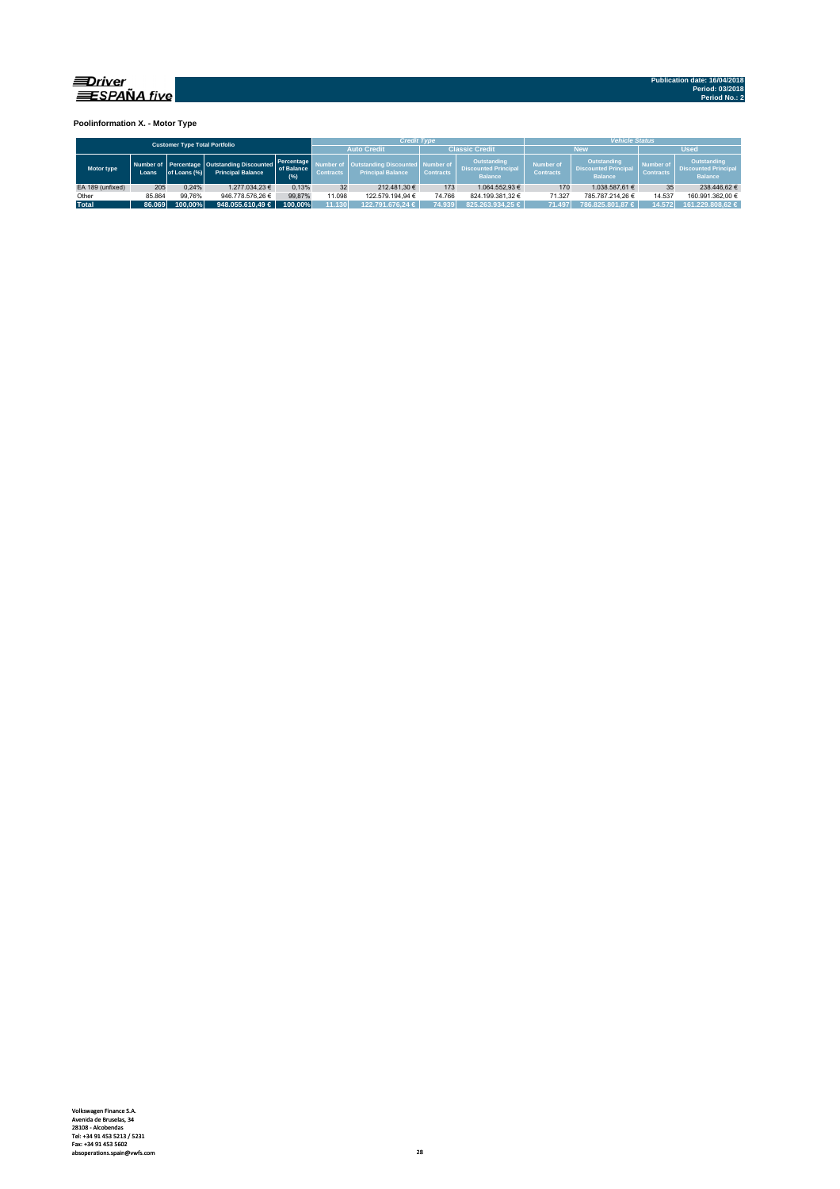Publication date: 16/04/2018
Period: 03/2018
Period No.: 2

**Poolinformation X. - Motor Type**

| Customer Type Total Portfolio | | | | | *Credit Type* | | | | *Vehicle Status* | | | |
|---|---|---|---|---|---|---|---|---|---|---|---|---|
| | | | | | Auto Credit | | Classic Credit | | New | | Used | |
| Motor type | Number of Loans | Percentage of Loans (%) | Outstanding Discounted Principal Balance | Percentage of Balance (%) | Number of Contracts | Outstanding Discounted Principal Balance | Number of Contracts | Outstanding Discounted Principal Balance | Number of Contracts | Outstanding Discounted Principal Balance | Number of Contracts | Outstanding Discounted Principal Balance |
| EA 189 (unfixed) | 205 | 0,24% | 1.277.034,23 € | 0,13% | 32 | 212.481,30 € | 173 | 1.064.552,93 € | 170 | 1.038.587,61 € | 35 | 238.446,62 € |
| Other | 85.864 | 99,76% | 946.778.576,26 € | 99,87% | 11.098 | 122.579.194,94 € | 74.766 | 824.199.381,32 € | 71.327 | 785.787.214,26 € | 14.537 | 160.991.362,00 € |
| **Total** | **86.069** | **100,00%** | **948.055.610,49 €** | **100,00%** | **11.130** | **122.791.676,24 €** | **74.939** | **825.263.934,25 €** | **71.497** | **786.825.801,87 €** | **14.572** | **161.229.808,62 €** |

Volkswagen Finance S.A.
Avenida de Bruselas, 34
28108 - Alcobendas
Tel: +34 91 453 5213 / 5231
Fax: +34 91 453 5602
absoperations.spain@vwfs.com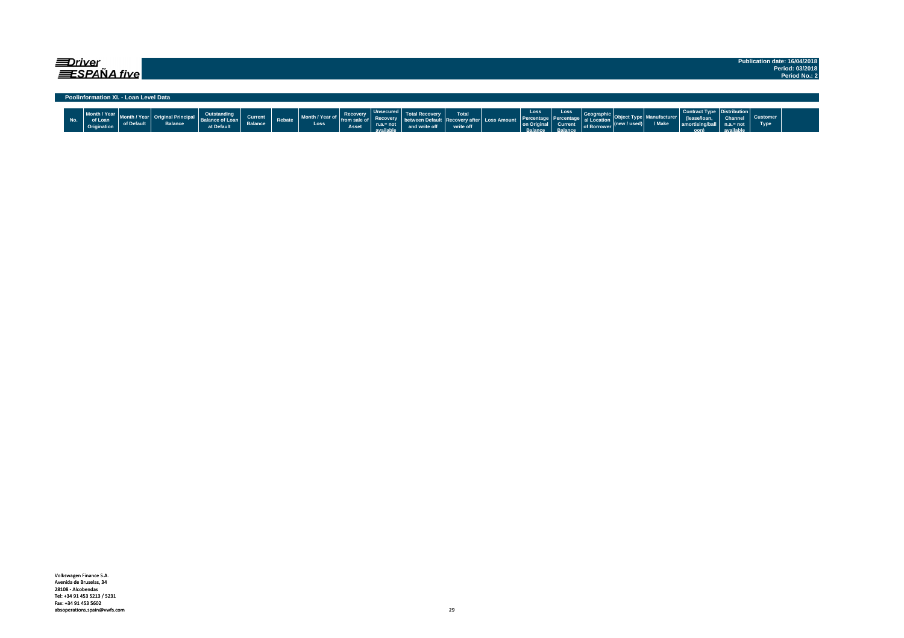## Driver ESPAÑA five

Publication date: 16/04/2018
Period: 03/2018
Period No.: 2

### Poolinformation XI. - Loan Level Data

| No. | Month / Year of Loan Origination | Month / Year of Default | Original Principal Balance | Outstanding Balance of Loan at Default | Current Balance | Rebate | Month / Year of Loss | Recovery from sale of Asset | Unsecured Recovery n.a.= not available | Total Recovery between Default and write off | Total Recovery after write off | Loss Amount | Loss Percentage on Original Balance | Loss Percentage Current Balance | Geographical Location of Borrower | Object Type (new / used) | Manufacturer / Make | Contract Type (lease/loan, amortising/balloon) | Distribution Channel n.a.= not available | Customer Type |
|---|---|---|---|---|---|---|---|---|---|---|---|---|---|---|---|---|---|---|---|---|

Volkswagen Finance S.A.
Avenida de Bruselas, 34
28108 - Alcobendas
Tel: +34 91 453 5213 / 5231
Fax: +34 91 453 5602
absoperations.spain@vwfs.com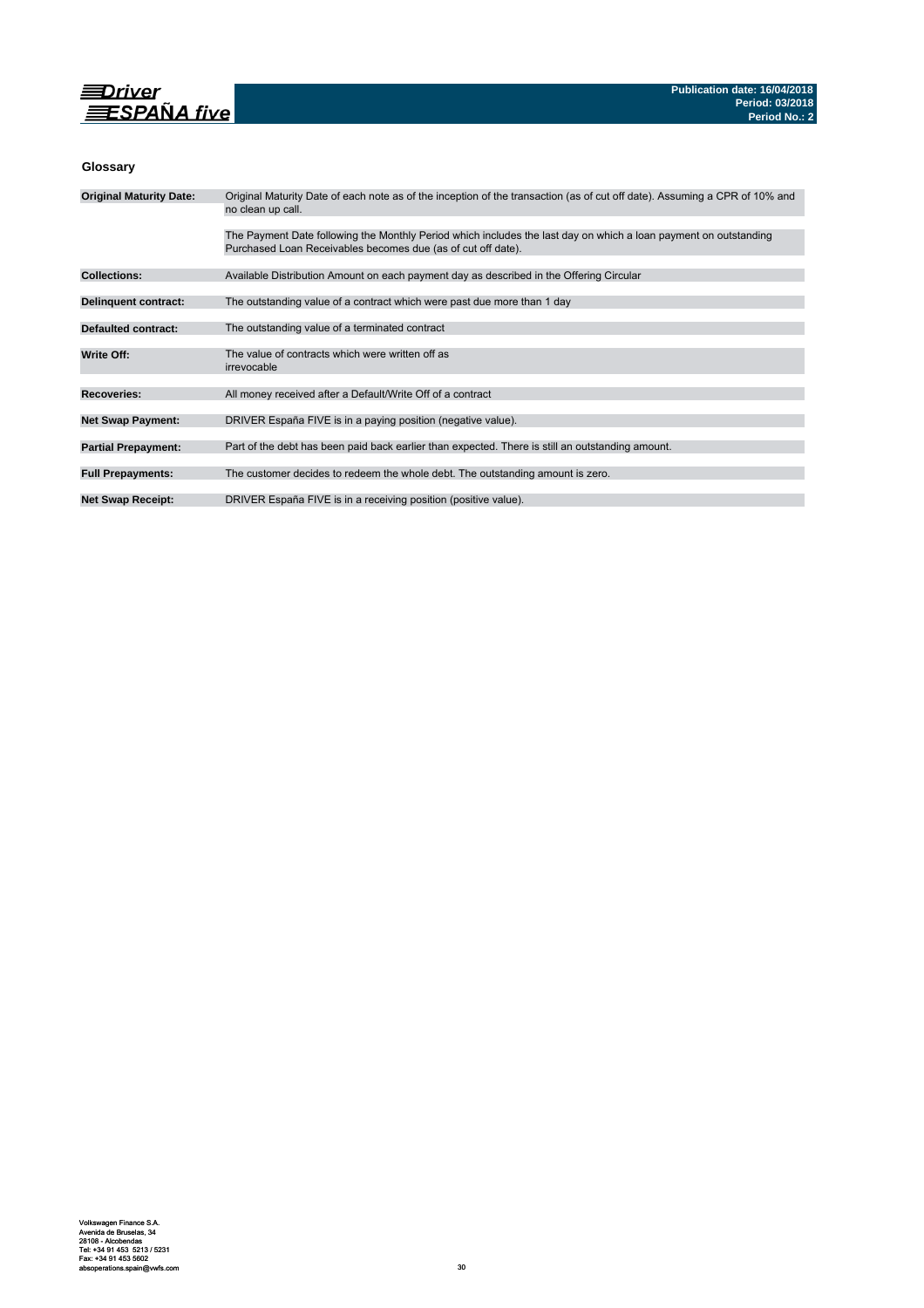## Glossary

| | |
|---|---|
| **Original Maturity Date:** | Original Maturity Date of each note as of the inception of the transaction (as of cut off date). Assuming a CPR of 10% and no clean up call. |
| | The Payment Date following the Monthly Period which includes the last day on which a loan payment on outstanding Purchased Loan Receivables becomes due (as of cut off date). |
| **Collections:** | Available Distribution Amount on each payment day as described in the Offering Circular |
| **Delinquent contract:** | The outstanding value of a contract which were past due more than 1 day |
| **Defaulted contract:** | The outstanding value of a terminated contract |
| **Write Off:** | The value of contracts which were written off as irrevocable |
| **Recoveries:** | All money received after a Default/Write Off of a contract |
| **Net Swap Payment:** | DRIVER España FIVE is in a paying position (negative value). |
| **Partial Prepayment:** | Part of the debt has been paid back earlier than expected. There is still an outstanding amount. |
| **Full Prepayments:** | The customer decides to redeem the whole debt. The outstanding amount is zero. |
| **Net Swap Receipt:** | DRIVER España FIVE is in a receiving position (positive value). |

Volkswagen Finance S.A.
Avenida de Bruselas, 34
28108 - Alcobendas
Tel: +34 91 453 5213 / 5231
Fax: +34 91 453 5602
absoperations.spain@vwfs.com